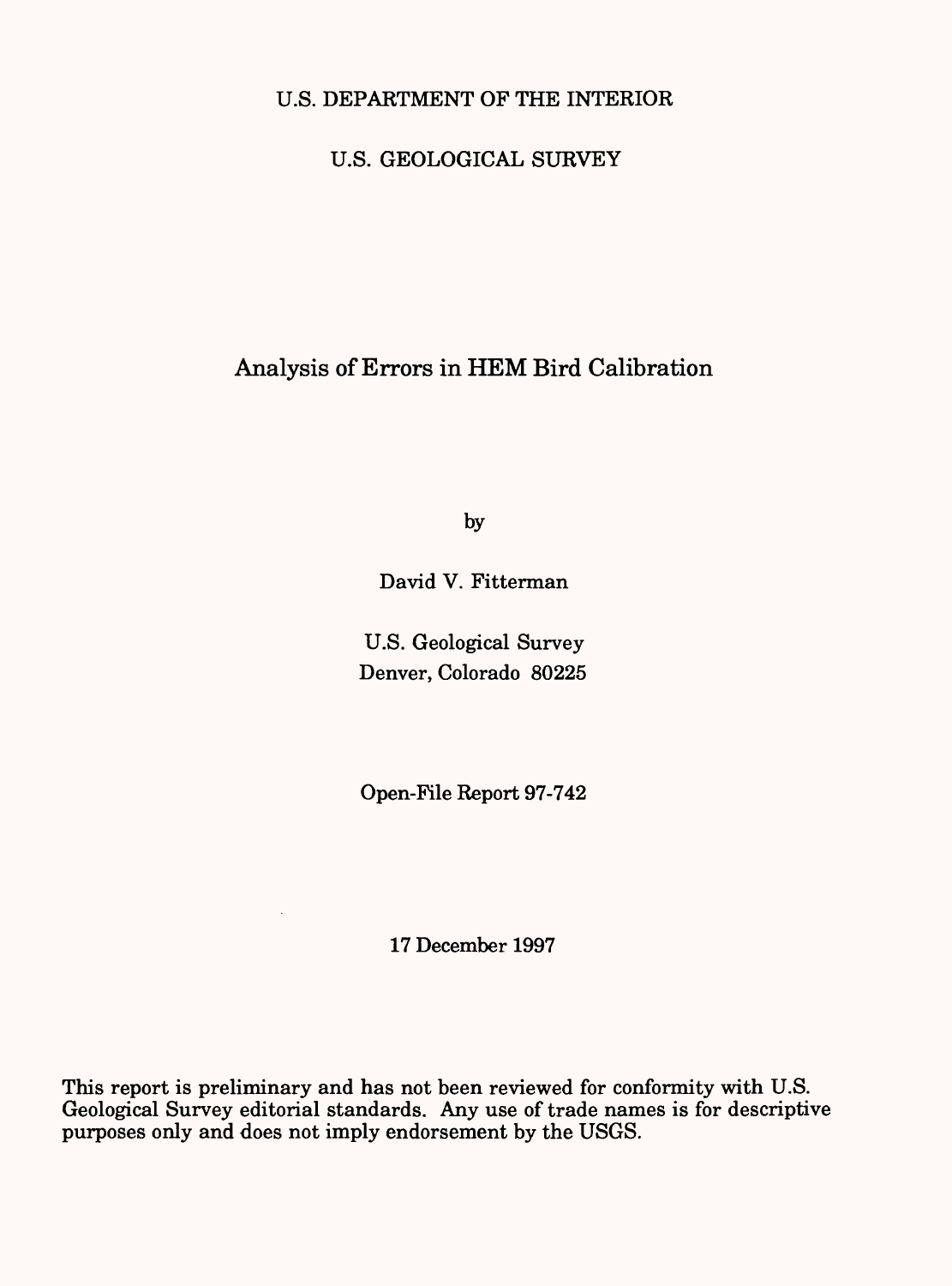U.S. DEPARTMENT OF THE INTERIOR

U.S. GEOLOGICAL SURVEY

# Analysis of Errors in HEM Bird Calibration

by

David V. Fitterman

U.S. Geological Survey
Denver, Colorado 80225

Open-File Report 97-742

17 December 1997

This report is preliminary and has not been reviewed for conformity with U.S. Geological Survey editorial standards. Any use of trade names is for descriptive purposes only and does not imply endorsement by the USGS.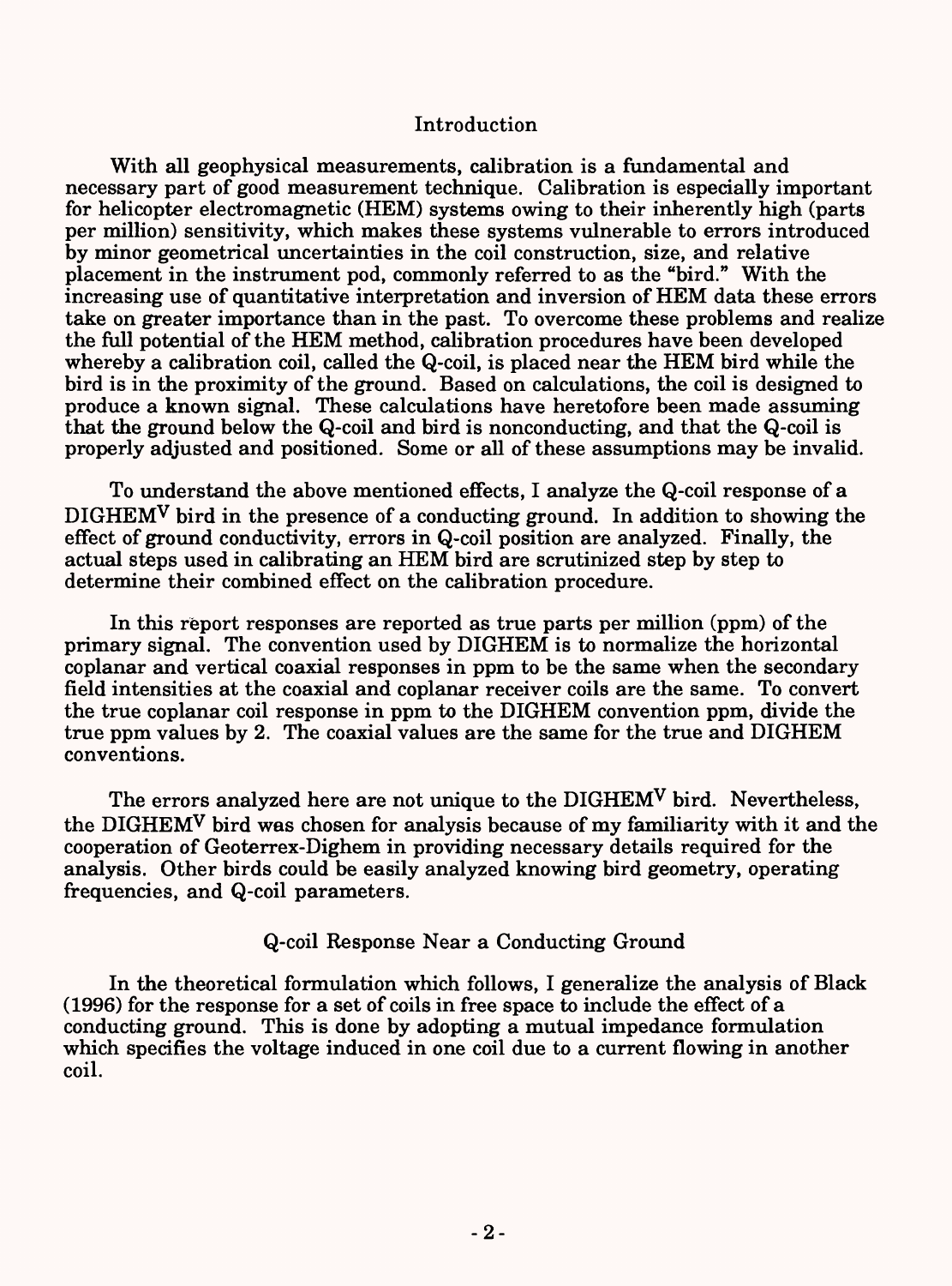## Introduction

With all geophysical measurements, calibration is a fundamental and necessary part of good measurement technique. Calibration is especially important for helicopter electromagnetic (HEM) systems owing to their inherently high (parts per million) sensitivity, which makes these systems vulnerable to errors introduced by minor geometrical uncertainties in the coil construction, size, and relative placement in the instrument pod, commonly referred to as the "bird." With the increasing use of quantitative interpretation and inversion of HEM data these errors take on greater importance than in the past. To overcome these problems and realize the full potential of the HEM method, calibration procedures have been developed whereby a calibration coil, called the Q-coil, is placed near the HEM bird while the bird is in the proximity of the ground. Based on calculations, the coil is designed to produce a known signal. These calculations have heretofore been made assuming that the ground below the Q-coil and bird is nonconducting, and that the Q-coil is properly adjusted and positioned. Some or all of these assumptions may be invalid.

To understand the above mentioned effects, I analyze the Q-coil response of a $\text{DIGHEM}^{\text{V}}$ bird in the presence of a conducting ground. In addition to showing the effect of ground conductivity, errors in Q-coil position are analyzed. Finally, the actual steps used in calibrating an HEM bird are scrutinized step by step to determine their combined effect on the calibration procedure.

In this report responses are reported as true parts per million (ppm) of the primary signal. The convention used by DIGHEM is to normalize the horizontal coplanar and vertical coaxial responses in ppm to be the same when the secondary field intensities at the coaxial and coplanar receiver coils are the same. To convert the true coplanar coil response in ppm to the DIGHEM convention ppm, divide the true ppm values by 2. The coaxial values are the same for the true and DIGHEM conventions.

The errors analyzed here are not unique to the $\text{DIGHEM}^{\text{V}}$ bird. Nevertheless, the $\text{DIGHEM}^{\text{V}}$ bird was chosen for analysis because of my familiarity with it and the cooperation of Geoterrex-Dighem in providing necessary details required for the analysis. Other birds could be easily analyzed knowing bird geometry, operating frequencies, and Q-coil parameters.

## Q-coil Response Near a Conducting Ground

In the theoretical formulation which follows, I generalize the analysis of Black (1996) for the response for a set of coils in free space to include the effect of a conducting ground. This is done by adopting a mutual impedance formulation which specifies the voltage induced in one coil due to a current flowing in another coil.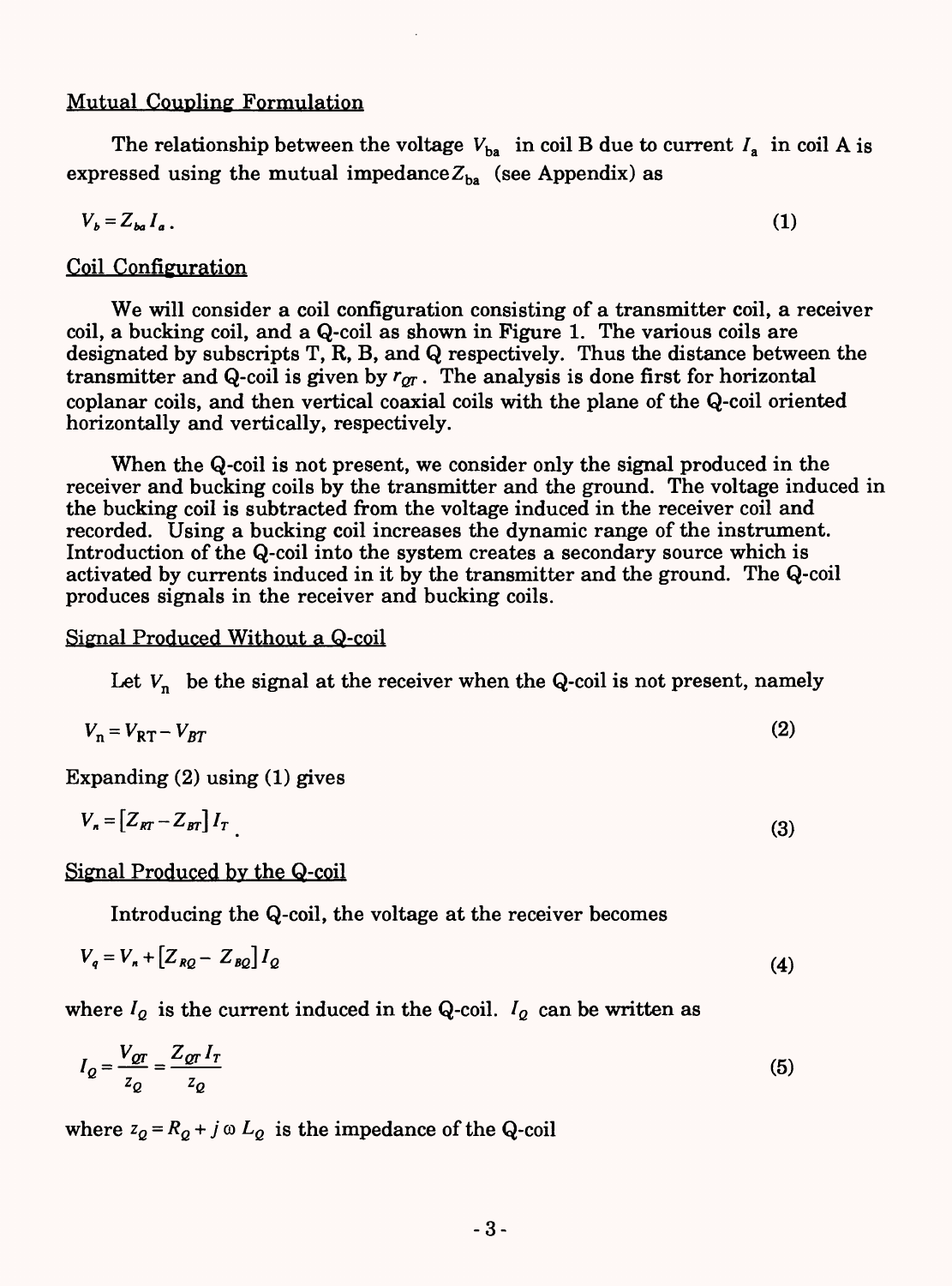## Mutual Coupling Formulation

The relationship between the voltage $V_{ba}$ in coil B due to current $I_a$ in coil A is expressed using the mutual impedance $Z_{ba}$ (see Appendix) as

$$V_b = Z_{ba} I_a . \tag{1}$$

## Coil Configuration

We will consider a coil configuration consisting of a transmitter coil, a receiver coil, a bucking coil, and a Q-coil as shown in Figure 1. The various coils are designated by subscripts T, R, B, and Q respectively. Thus the distance between the transmitter and Q-coil is given by $r_{QT}$. The analysis is done first for horizontal coplanar coils, and then vertical coaxial coils with the plane of the Q-coil oriented horizontally and vertically, respectively.

When the Q-coil is not present, we consider only the signal produced in the receiver and bucking coils by the transmitter and the ground. The voltage induced in the bucking coil is subtracted from the voltage induced in the receiver coil and recorded. Using a bucking coil increases the dynamic range of the instrument. Introduction of the Q-coil into the system creates a secondary source which is activated by currents induced in it by the transmitter and the ground. The Q-coil produces signals in the receiver and bucking coils.

## Signal Produced Without a Q-coil

Let $V_n$ be the signal at the receiver when the Q-coil is not present, namely

$$V_n = V_{RT} - V_{BT} \tag{2}$$

Expanding (2) using (1) gives

$$V_n = \left[ Z_{RT} - Z_{BT} \right] I_T \, . \tag{3}$$

## Signal Produced by the Q-coil

Introducing the Q-coil, the voltage at the receiver becomes

$$V_q = V_n + \left[ Z_{RQ} - Z_{BQ} \right] I_Q \tag{4}$$

where $I_Q$ is the current induced in the Q-coil. $I_Q$ can be written as

$$I_Q = \frac{V_{QT}}{z_Q} = \frac{Z_{QT} I_T}{z_Q} \tag{5}$$

where $z_Q = R_Q + j \omega L_Q$ is the impedance of the Q-coil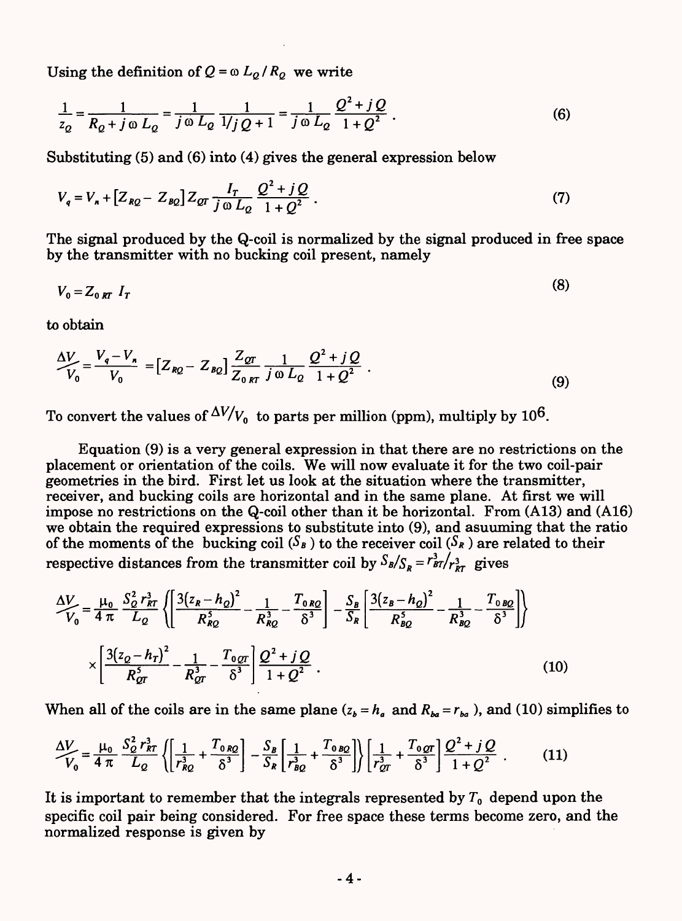Using the definition of $Q = \omega L_Q / R_Q$ we write

$$\frac{1}{z_Q} = \frac{1}{R_Q + j\omega L_Q} = \frac{1}{j\omega L_Q}\frac{1}{1/jQ + 1} = \frac{1}{j\omega L_Q}\frac{Q^2 + jQ}{1 + Q^2}\ . \tag{6}$$

Substituting (5) and (6) into (4) gives the general expression below

$$V_q = V_n + \left[Z_{RQ} - Z_{BQ}\right] Z_{QT} \frac{I_T}{j\omega L_Q}\frac{Q^2 + jQ}{1 + Q^2}\ . \tag{7}$$

The signal produced by the Q-coil is normalized by the signal produced in free space by the transmitter with no bucking coil present, namely

$$V_0 = Z_{0\,RT}\ I_T \tag{8}$$

to obtain

$$\frac{\Delta V}{V_0} = \frac{V_q - V_n}{V_0} = \left[Z_{RQ} - Z_{BQ}\right]\frac{Z_{QT}}{Z_{0\,RT}}\frac{1}{j\omega L_Q}\frac{Q^2 + jQ}{1 + Q^2}\ . \tag{9}$$

To convert the values of $\Delta V/V_0$ to parts per million (ppm), multiply by $10^6$.

Equation (9) is a very general expression in that there are no restrictions on the placement or orientation of the coils. We will now evaluate it for the two coil-pair geometries in the bird. First let us look at the situation where the transmitter, receiver, and bucking coils are horizontal and in the same plane. At first we will impose no restrictions on the Q-coil other than it be horizontal. From (A13) and (A16) we obtain the required expressions to substitute into (9), and asuuming that the ratio of the moments of the bucking coil ($S_B$) to the receiver coil ($S_R$) are related to their respective distances from the transmitter coil by $S_B/S_R = r_{BT}^3/r_{RT}^3$ gives

$$\frac{\Delta V}{V_0} = \frac{\mu_0}{4\pi}\frac{S_Q^2 r_{RT}^3}{L_Q}\left\{\left[\frac{3(z_R - h_Q)^2}{R_{RQ}^5} - \frac{1}{R_{RQ}^3} - \frac{T_{0\,RQ}}{\delta^3}\right] - \frac{S_B}{S_R}\left[\frac{3(z_B - h_Q)^2}{R_{BQ}^5} - \frac{1}{R_{BQ}^3} - \frac{T_{0\,BQ}}{\delta^3}\right]\right\}$$

$$\times\left[\frac{3(z_Q - h_T)^2}{R_{QT}^5} - \frac{1}{R_{QT}^3} - \frac{T_{0\,QT}}{\delta^3}\right]\frac{Q^2 + jQ}{1 + Q^2}\ . \tag{10}$$

When all of the coils are in the same plane ($z_b = h_a$ and $R_{ba} = r_{ba}$), and (10) simplifies to

$$\frac{\Delta V}{V_0} = \frac{\mu_0}{4\pi}\frac{S_Q^2 r_{RT}^3}{L_Q}\left\{\left[\frac{1}{r_{RQ}^3} + \frac{T_{0\,RQ}}{\delta^3}\right] - \frac{S_B}{S_R}\left[\frac{1}{r_{BQ}^3} + \frac{T_{0\,BQ}}{\delta^3}\right]\right\}\left[\frac{1}{r_{QT}^3} + \frac{T_{0\,QT}}{\delta^3}\right]\frac{Q^2 + jQ}{1 + Q^2}\ . \tag{11}$$

It is important to remember that the integrals represented by $T_0$ depend upon the specific coil pair being considered. For free space these terms become zero, and the normalized response is given by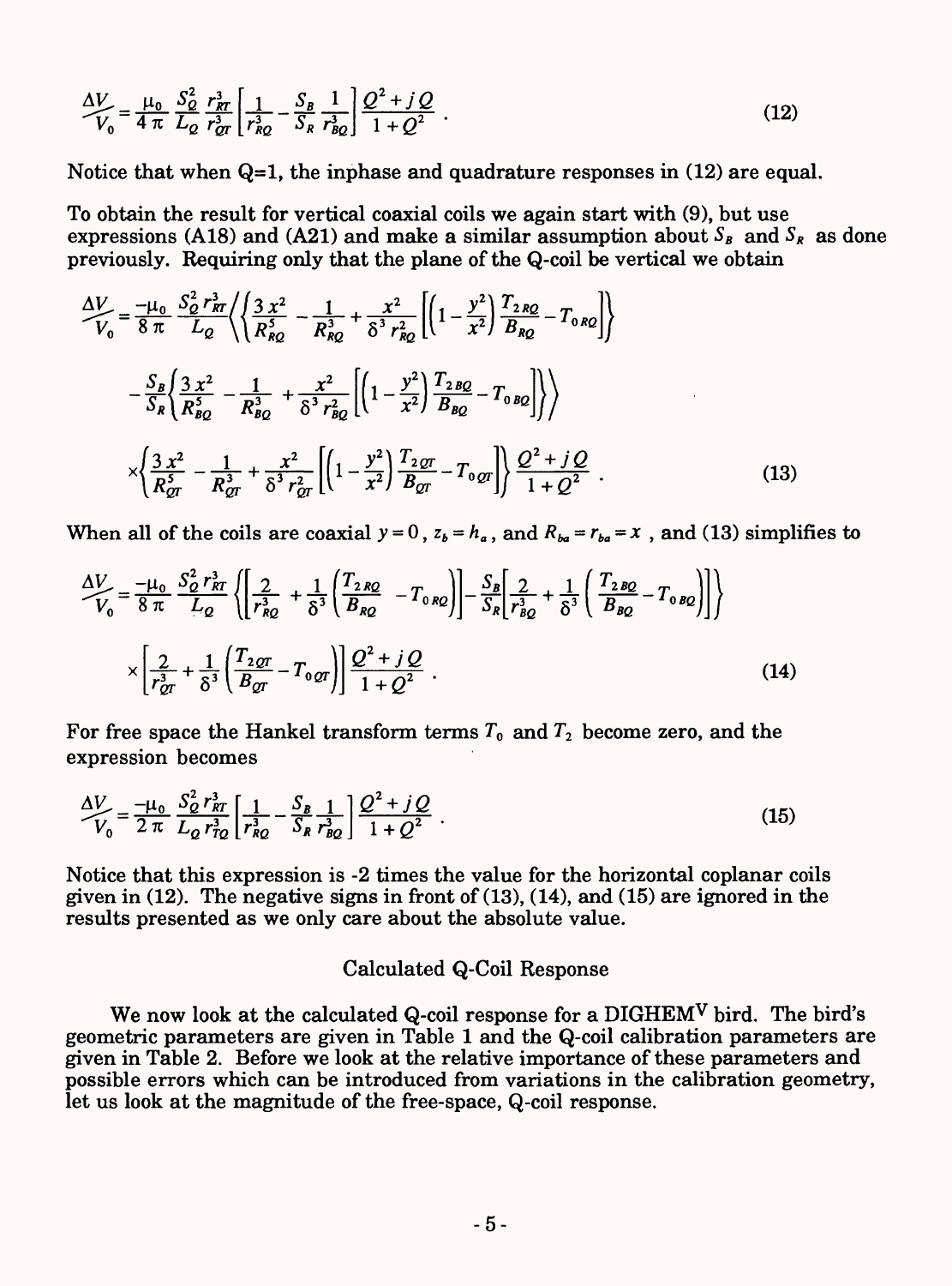$$\frac{\Delta V}{V_0} = \frac{\mu_0}{4\pi} \frac{S_Q^2}{L_Q} \frac{r_{RT}^3}{r_{QT}^3} \left[ \frac{1}{r_{RQ}^3} - \frac{S_B}{S_R} \frac{1}{r_{BQ}^3} \right] \frac{Q^2 + jQ}{1+Q^2} \ . \tag{12}$$

Notice that when Q=1, the inphase and quadrature responses in (12) are equal.

To obtain the result for vertical coaxial coils we again start with (9), but use expressions (A18) and (A21) and make a similar assumption about $S_B$ and $S_R$ as done previously. Requiring only that the plane of the Q-coil be vertical we obtain

$$\begin{aligned}
\frac{\Delta V}{V_0} = \frac{-\mu_0}{8\pi} \frac{S_Q^2 r_{RT}^3}{L_Q} \Bigg\langle & \left\{ \frac{3x^2}{R_{RQ}^5} - \frac{1}{R_{RQ}^3} + \frac{x^2}{\delta^3 r_{RQ}^2} \left[ \left(1 - \frac{y^2}{x^2}\right) \frac{T_{2RQ}}{B_{RQ}} - T_{0RQ} \right] \right\} \\
& - \frac{S_B}{S_R} \left\{ \frac{3x^2}{R_{BQ}^5} - \frac{1}{R_{BQ}^3} + \frac{x^2}{\delta^3 r_{BQ}^2} \left[ \left(1 - \frac{y^2}{x^2}\right) \frac{T_{2BQ}}{B_{BQ}} - T_{0BQ} \right] \right\} \Bigg\rangle \\
& \times \left\{ \frac{3x^2}{R_{QT}^5} - \frac{1}{R_{QT}^3} + \frac{x^2}{\delta^3 r_{QT}^2} \left[ \left(1 - \frac{y^2}{x^2}\right) \frac{T_{2QT}}{B_{QT}} - T_{0QT} \right] \right\} \frac{Q^2 + jQ}{1+Q^2} \ .
\end{aligned} \tag{13}$$

When all of the coils are coaxial $y = 0$, $z_b = h_a$, and $R_{ba} = r_{ba} = x$, and (13) simplifies to

$$\begin{aligned}
\frac{\Delta V}{V_0} = \frac{-\mu_0}{8\pi} \frac{S_Q^2 r_{RT}^3}{L_Q} & \left\{ \left[ \frac{2}{r_{RQ}^3} + \frac{1}{\delta^3} \left( \frac{T_{2RQ}}{B_{RQ}} - T_{0RQ} \right) \right] - \frac{S_B}{S_R} \left[ \frac{2}{r_{BQ}^3} + \frac{1}{\delta^3} \left( \frac{T_{2BQ}}{B_{BQ}} - T_{0BQ} \right) \right] \right\} \\
& \times \left[ \frac{2}{r_{QT}^3} + \frac{1}{\delta^3} \left( \frac{T_{2QT}}{B_{QT}} - T_{0QT} \right) \right] \frac{Q^2 + jQ}{1+Q^2} \ .
\end{aligned} \tag{14}$$

For free space the Hankel transform terms $T_0$ and $T_2$ become zero, and the expression becomes

$$\frac{\Delta V}{V_0} = \frac{-\mu_0}{2\pi} \frac{S_Q^2 r_{RT}^3}{L_Q r_{TQ}^3} \left[ \frac{1}{r_{RQ}^3} - \frac{S_B}{S_R} \frac{1}{r_{BQ}^3} \right] \frac{Q^2 + jQ}{1+Q^2} \ . \tag{15}$$

Notice that this expression is -2 times the value for the horizontal coplanar coils given in (12). The negative signs in front of (13), (14), and (15) are ignored in the results presented as we only care about the absolute value.

## Calculated Q-Coil Response

We now look at the calculated Q-coil response for a DIGHEM$^V$ bird. The bird's geometric parameters are given in Table 1 and the Q-coil calibration parameters are given in Table 2. Before we look at the relative importance of these parameters and possible errors which can be introduced from variations in the calibration geometry, let us look at the magnitude of the free-space, Q-coil response.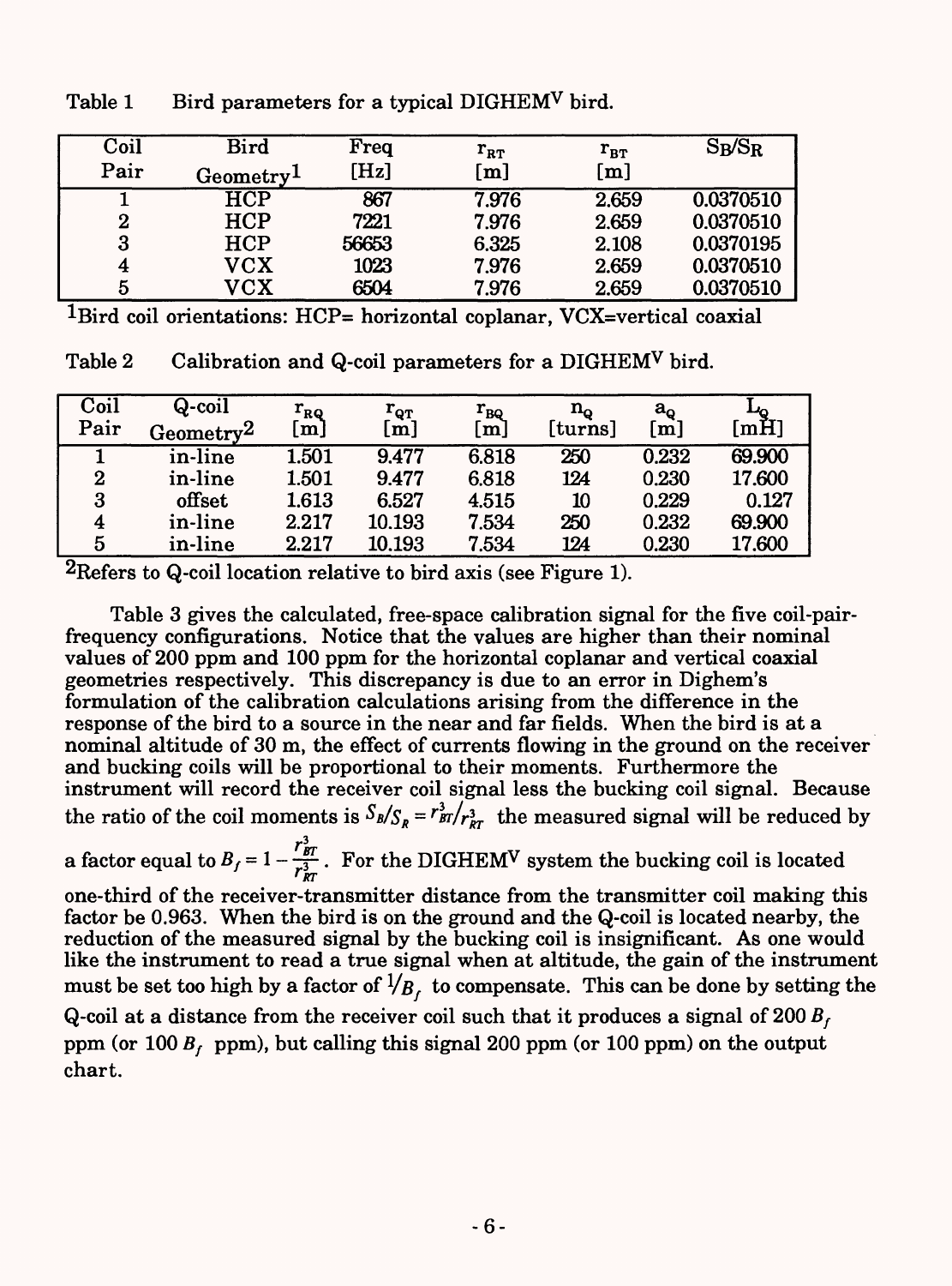Table 1 Bird parameters for a typical DIGHEM$^V$ bird.

| Coil Pair | Bird Geometry[1] | Freq [Hz] | $r_{RT}$ [m] | $r_{BT}$ [m] | $S_B/S_R$ |
|---|---|---|---|---|---|
| 1 | HCP | 867 | 7.976 | 2.659 | 0.0370510 |
| 2 | HCP | 7221 | 7.976 | 2.659 | 0.0370510 |
| 3 | HCP | 56653 | 6.325 | 2.108 | 0.0370195 |
| 4 | VCX | 1023 | 7.976 | 2.659 | 0.0370510 |
| 5 | VCX | 6504 | 7.976 | 2.659 | 0.0370510 |

[1]Bird coil orientations: HCP= horizontal coplanar, VCX=vertical coaxial

Table 2 Calibration and Q-coil parameters for a DIGHEM$^V$ bird.

| Coil Pair | Q-coil Geometry[2] | $r_{RQ}$ [m] | $r_{QT}$ [m] | $r_{BQ}$ [m] | $n_Q$ [turns] | $a_Q$ [m] | $L_Q$ [mH] |
|---|---|---|---|---|---|---|---|
| 1 | in-line | 1.501 | 9.477 | 6.818 | 250 | 0.232 | 69.900 |
| 2 | in-line | 1.501 | 9.477 | 6.818 | 124 | 0.230 | 17.600 |
| 3 | offset | 1.613 | 6.527 | 4.515 | 10 | 0.229 | 0.127 |
| 4 | in-line | 2.217 | 10.193 | 7.534 | 250 | 0.232 | 69.900 |
| 5 | in-line | 2.217 | 10.193 | 7.534 | 124 | 0.230 | 17.600 |

[2]Refers to Q-coil location relative to bird axis (see Figure 1).

Table 3 gives the calculated, free-space calibration signal for the five coil-pair-frequency configurations. Notice that the values are higher than their nominal values of 200 ppm and 100 ppm for the horizontal coplanar and vertical coaxial geometries respectively. This discrepancy is due to an error in Dighem's formulation of the calibration calculations arising from the difference in the response of the bird to a source in the near and far fields. When the bird is at a nominal altitude of 30 m, the effect of currents flowing in the ground on the receiver and bucking coils will be proportional to their moments. Furthermore the instrument will record the receiver coil signal less the bucking coil signal. Because the ratio of the coil moments is $S_B/S_R = r_{BT}^3/r_{RT}^3$ the measured signal will be reduced by a factor equal to $B_f = 1 - \frac{r_{BT}^3}{r_{RT}^3}$. For the DIGHEM$^V$ system the bucking coil is located one-third of the receiver-transmitter distance from the transmitter coil making this factor be 0.963. When the bird is on the ground and the Q-coil is located nearby, the reduction of the measured signal by the bucking coil is insignificant. As one would like the instrument to read a true signal when at altitude, the gain of the instrument must be set too high by a factor of $1/B_f$ to compensate. This can be done by setting the Q-coil at a distance from the receiver coil such that it produces a signal of 200 $B_f$ ppm (or 100 $B_f$ ppm), but calling this signal 200 ppm (or 100 ppm) on the output chart.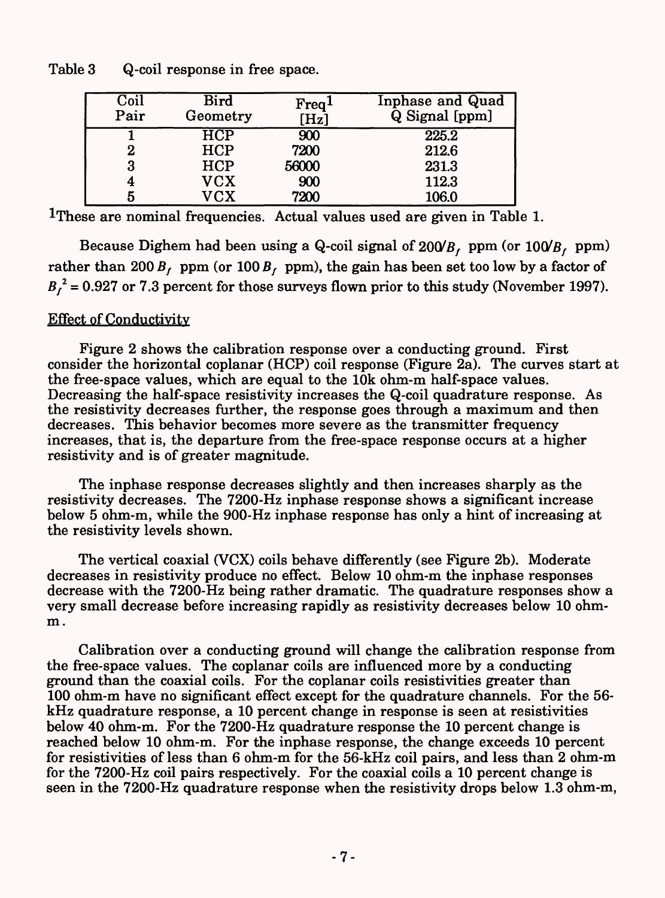Table 3 Q-coil response in free space.

| Coil Pair | Bird Geometry | Freq[1] [Hz] | Inphase and Quad Q Signal [ppm] |
|---|---|---|---|
| 1 | HCP | 900 | 225.2 |
| 2 | HCP | 7200 | 212.6 |
| 3 | HCP | 56000 | 231.3 |
| 4 | VCX | 900 | 112.3 |
| 5 | VCX | 7200 | 106.0 |

[1]These are nominal frequencies. Actual values used are given in Table 1.

Because Dighem had been using a Q-coil signal of $200/B_f$ ppm (or $100/B_f$ ppm) rather than $200\,B_f$ ppm (or $100\,B_f$ ppm), the gain has been set too low by a factor of $B_f^2 = 0.927$ or 7.3 percent for those surveys flown prior to this study (November 1997).

## Effect of Conductivity

Figure 2 shows the calibration response over a conducting ground. First consider the horizontal coplanar (HCP) coil response (Figure 2a). The curves start at the free-space values, which are equal to the 10k ohm-m half-space values. Decreasing the half-space resistivity increases the Q-coil quadrature response. As the resistivity decreases further, the response goes through a maximum and then decreases. This behavior becomes more severe as the transmitter frequency increases, that is, the departure from the free-space response occurs at a higher resistivity and is of greater magnitude.

The inphase response decreases slightly and then increases sharply as the resistivity decreases. The 7200-Hz inphase response shows a significant increase below 5 ohm-m, while the 900-Hz inphase response has only a hint of increasing at the resistivity levels shown.

The vertical coaxial (VCX) coils behave differently (see Figure 2b). Moderate decreases in resistivity produce no effect. Below 10 ohm-m the inphase responses decrease with the 7200-Hz being rather dramatic. The quadrature responses show a very small decrease before increasing rapidly as resistivity decreases below 10 ohm-m.

Calibration over a conducting ground will change the calibration response from the free-space values. The coplanar coils are influenced more by a conducting ground than the coaxial coils. For the coplanar coils resistivities greater than 100 ohm-m have no significant effect except for the quadrature channels. For the 56-kHz quadrature response, a 10 percent change in response is seen at resistivities below 40 ohm-m. For the 7200-Hz quadrature response the 10 percent change is reached below 10 ohm-m. For the inphase response, the change exceeds 10 percent for resistivities of less than 6 ohm-m for the 56-kHz coil pairs, and less than 2 ohm-m for the 7200-Hz coil pairs respectively. For the coaxial coils a 10 percent change is seen in the 7200-Hz quadrature response when the resistivity drops below 1.3 ohm-m,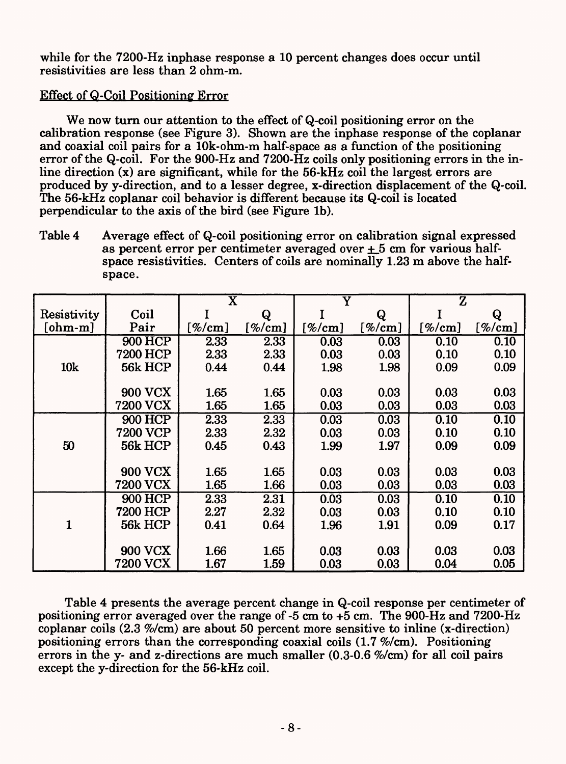while for the 7200-Hz inphase response a 10 percent changes does occur until resistivities are less than 2 ohm-m.

Effect of Q-Coil Positioning Error

We now turn our attention to the effect of Q-coil positioning error on the calibration response (see Figure 3). Shown are the inphase response of the coplanar and coaxial coil pairs for a 10k-ohm-m half-space as a function of the positioning error of the Q-coil. For the 900-Hz and 7200-Hz coils only positioning errors in the in-line direction (x) are significant, while for the 56-kHz coil the largest errors are produced by y-direction, and to a lesser degree, x-direction displacement of the Q-coil. The 56-kHz coplanar coil behavior is different because its Q-coil is located perpendicular to the axis of the bird (see Figure 1b).

Table 4 Average effect of Q-coil positioning error on calibration signal expressed as percent error per centimeter averaged over ±5 cm for various half-space resistivities. Centers of coils are nominally 1.23 m above the half-space.

| | | X | | Y | | Z | |
|---|---|---|---|---|---|---|---|
| Resistivity [ohm-m] | Coil Pair | I [%/cm] | Q [%/cm] | I [%/cm] | Q [%/cm] | I [%/cm] | Q [%/cm] |
| 10k | 900 HCP | 2.33 | 2.33 | 0.03 | 0.03 | 0.10 | 0.10 |
| | 7200 HCP | 2.33 | 2.33 | 0.03 | 0.03 | 0.10 | 0.10 |
| | 56k HCP | 0.44 | 0.44 | 1.98 | 1.98 | 0.09 | 0.09 |
| | 900 VCX | 1.65 | 1.65 | 0.03 | 0.03 | 0.03 | 0.03 |
| | 7200 VCX | 1.65 | 1.65 | 0.03 | 0.03 | 0.03 | 0.03 |
| 50 | 900 HCP | 2.33 | 2.33 | 0.03 | 0.03 | 0.10 | 0.10 |
| | 7200 VCP | 2.33 | 2.32 | 0.03 | 0.03 | 0.10 | 0.10 |
| | 56k HCP | 0.45 | 0.43 | 1.99 | 1.97 | 0.09 | 0.09 |
| | 900 VCX | 1.65 | 1.65 | 0.03 | 0.03 | 0.03 | 0.03 |
| | 7200 VCX | 1.65 | 1.66 | 0.03 | 0.03 | 0.03 | 0.03 |
| 1 | 900 HCP | 2.33 | 2.31 | 0.03 | 0.03 | 0.10 | 0.10 |
| | 7200 HCP | 2.27 | 2.32 | 0.03 | 0.03 | 0.10 | 0.10 |
| | 56k HCP | 0.41 | 0.64 | 1.96 | 1.91 | 0.09 | 0.17 |
| | 900 VCX | 1.66 | 1.65 | 0.03 | 0.03 | 0.03 | 0.03 |
| | 7200 VCX | 1.67 | 1.59 | 0.03 | 0.03 | 0.04 | 0.05 |

Table 4 presents the average percent change in Q-coil response per centimeter of positioning error averaged over the range of -5 cm to +5 cm. The 900-Hz and 7200-Hz coplanar coils (2.3 %/cm) are about 50 percent more sensitive to inline (x-direction) positioning errors than the corresponding coaxial coils (1.7 %/cm). Positioning errors in the y- and z-directions are much smaller (0.3-0.6 %/cm) for all coil pairs except the y-direction for the 56-kHz coil.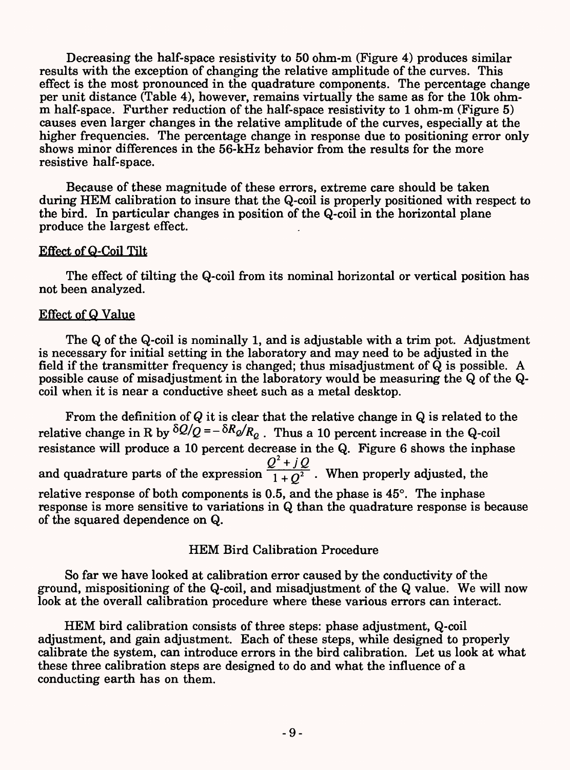Decreasing the half-space resistivity to 50 ohm-m (Figure 4) produces similar results with the exception of changing the relative amplitude of the curves. This effect is the most pronounced in the quadrature components. The percentage change per unit distance (Table 4), however, remains virtually the same as for the 10k ohm-m half-space. Further reduction of the half-space resistivity to 1 ohm-m (Figure 5) causes even larger changes in the relative amplitude of the curves, especially at the higher frequencies. The percentage change in response due to positioning error only shows minor differences in the 56-kHz behavior from the results for the more resistive half-space.

Because of these magnitude of these errors, extreme care should be taken during HEM calibration to insure that the Q-coil is properly positioned with respect to the bird. In particular changes in position of the Q-coil in the horizontal plane produce the largest effect.

## Effect of Q-Coil Tilt

The effect of tilting the Q-coil from its nominal horizontal or vertical position has not been analyzed.

## Effect of Q Value

The Q of the Q-coil is nominally 1, and is adjustable with a trim pot. Adjustment is necessary for initial setting in the laboratory and may need to be adjusted in the field if the transmitter frequency is changed; thus misadjustment of Q is possible. A possible cause of misadjustment in the laboratory would be measuring the Q of the Q-coil when it is near a conductive sheet such as a metal desktop.

From the definition of $Q$ it is clear that the relative change in Q is related to the relative change in R by $\delta Q/Q = -\delta R_Q/R_Q$. Thus a 10 percent increase in the Q-coil resistance will produce a 10 percent decrease in the Q. Figure 6 shows the inphase and quadrature parts of the expression $\frac{Q^2 + jQ}{1 + Q^2}$. When properly adjusted, the relative response of both components is 0.5, and the phase is 45°. The inphase response is more sensitive to variations in Q than the quadrature response is because of the squared dependence on Q.

## HEM Bird Calibration Procedure

So far we have looked at calibration error caused by the conductivity of the ground, mispositioning of the Q-coil, and misadjustment of the Q value. We will now look at the overall calibration procedure where these various errors can interact.

HEM bird calibration consists of three steps: phase adjustment, Q-coil adjustment, and gain adjustment. Each of these steps, while designed to properly calibrate the system, can introduce errors in the bird calibration. Let us look at what these three calibration steps are designed to do and what the influence of a conducting earth has on them.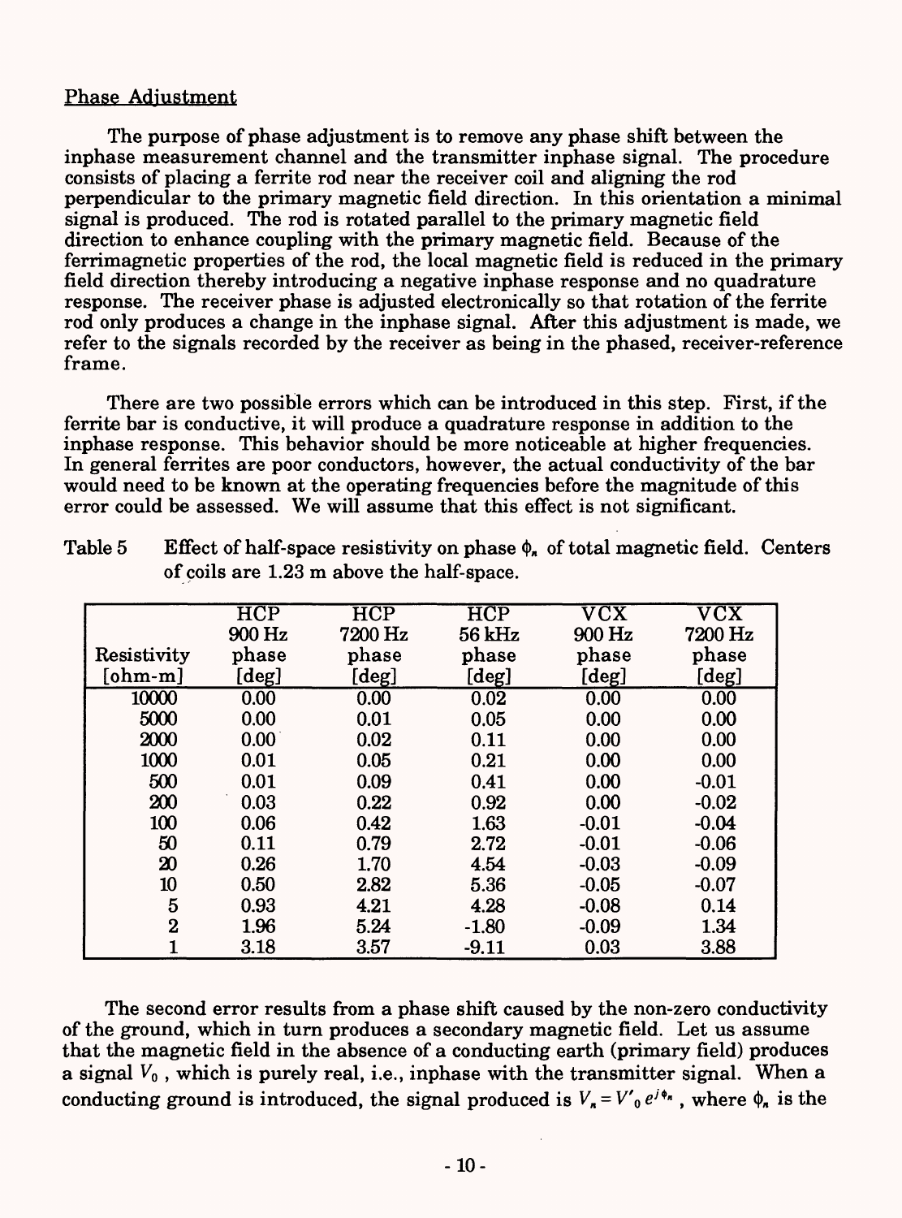## Phase Adjustment

The purpose of phase adjustment is to remove any phase shift between the inphase measurement channel and the transmitter inphase signal. The procedure consists of placing a ferrite rod near the receiver coil and aligning the rod perpendicular to the primary magnetic field direction. In this orientation a minimal signal is produced. The rod is rotated parallel to the primary magnetic field direction to enhance coupling with the primary magnetic field. Because of the ferrimagnetic properties of the rod, the local magnetic field is reduced in the primary field direction thereby introducing a negative inphase response and no quadrature response. The receiver phase is adjusted electronically so that rotation of the ferrite rod only produces a change in the inphase signal. After this adjustment is made, we refer to the signals recorded by the receiver as being in the phased, receiver-reference frame.

There are two possible errors which can be introduced in this step. First, if the ferrite bar is conductive, it will produce a quadrature response in addition to the inphase response. This behavior should be more noticeable at higher frequencies. In general ferrites are poor conductors, however, the actual conductivity of the bar would need to be known at the operating frequencies before the magnitude of this error could be assessed. We will assume that this effect is not significant.

Table 5 Effect of half-space resistivity on phase $\phi_n$ of total magnetic field. Centers of coils are 1.23 m above the half-space.

| Resistivity [ohm-m] | HCP 900 Hz phase [deg] | HCP 7200 Hz phase [deg] | HCP 56 kHz phase [deg] | VCX 900 Hz phase [deg] | VCX 7200 Hz phase [deg] |
|---|---|---|---|---|---|
| 10000 | 0.00 | 0.00 | 0.02 | 0.00 | 0.00 |
| 5000 | 0.00 | 0.01 | 0.05 | 0.00 | 0.00 |
| 2000 | 0.00 | 0.02 | 0.11 | 0.00 | 0.00 |
| 1000 | 0.01 | 0.05 | 0.21 | 0.00 | 0.00 |
| 500 | 0.01 | 0.09 | 0.41 | 0.00 | -0.01 |
| 200 | 0.03 | 0.22 | 0.92 | 0.00 | -0.02 |
| 100 | 0.06 | 0.42 | 1.63 | -0.01 | -0.04 |
| 50 | 0.11 | 0.79 | 2.72 | -0.01 | -0.06 |
| 20 | 0.26 | 1.70 | 4.54 | -0.03 | -0.09 |
| 10 | 0.50 | 2.82 | 5.36 | -0.05 | -0.07 |
| 5 | 0.93 | 4.21 | 4.28 | -0.08 | 0.14 |
| 2 | 1.96 | 5.24 | -1.80 | -0.09 | 1.34 |
| 1 | 3.18 | 3.57 | -9.11 | 0.03 | 3.88 |

The second error results from a phase shift caused by the non-zero conductivity of the ground, which in turn produces a secondary magnetic field. Let us assume that the magnetic field in the absence of a conducting earth (primary field) produces a signal $V_0$, which is purely real, i.e., inphase with the transmitter signal. When a conducting ground is introduced, the signal produced is $V_n = V'_0 e^{j\phi_n}$, where $\phi_n$ is the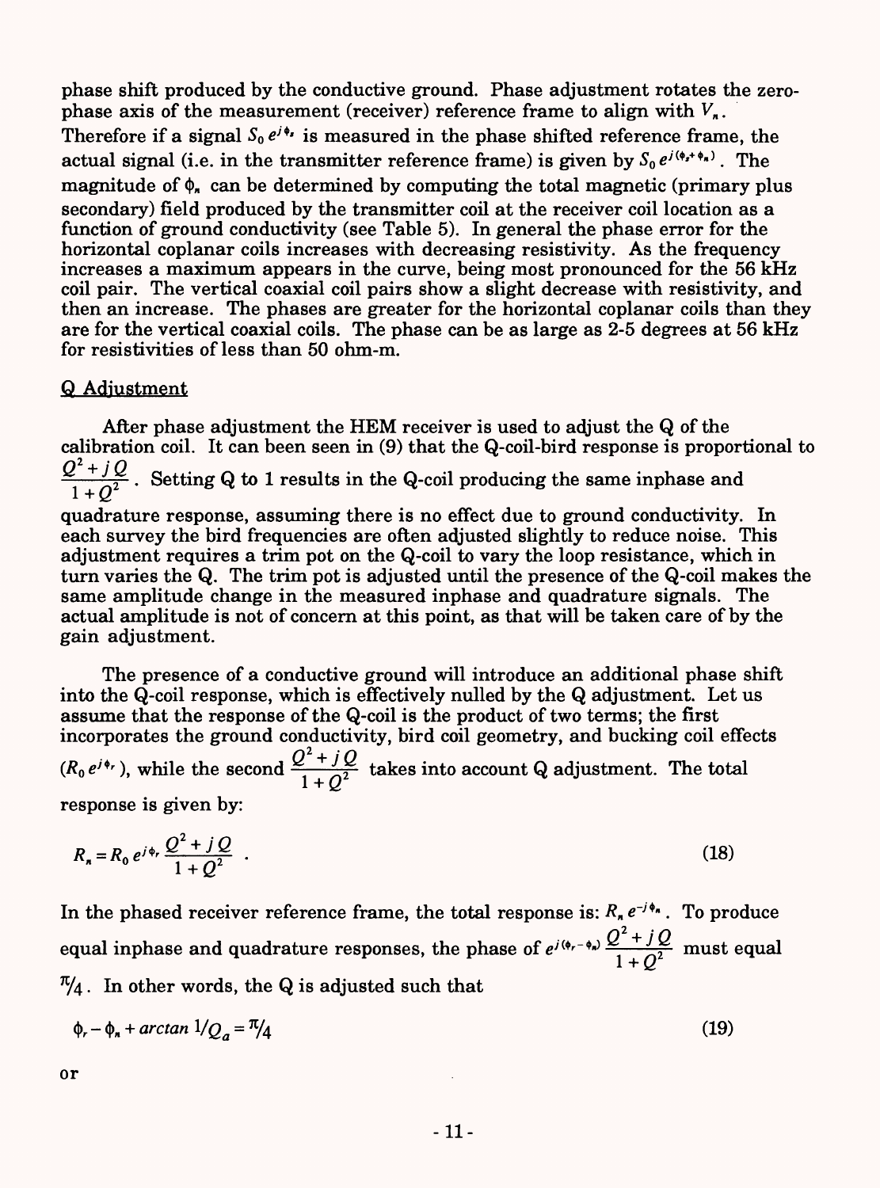phase shift produced by the conductive ground. Phase adjustment rotates the zero-phase axis of the measurement (receiver) reference frame to align with $V_n$. Therefore if a signal $S_0 e^{j\phi_s}$ is measured in the phase shifted reference frame, the actual signal (i.e. in the transmitter reference frame) is given by $S_0 e^{j(\phi_s + \phi_n)}$. The magnitude of $\phi_n$ can be determined by computing the total magnetic (primary plus secondary) field produced by the transmitter coil at the receiver coil location as a function of ground conductivity (see Table 5). In general the phase error for the horizontal coplanar coils increases with decreasing resistivity. As the frequency increases a maximum appears in the curve, being most pronounced for the 56 kHz coil pair. The vertical coaxial coil pairs show a slight decrease with resistivity, and then an increase. The phases are greater for the horizontal coplanar coils than they are for the vertical coaxial coils. The phase can be as large as 2-5 degrees at 56 kHz for resistivities of less than 50 ohm-m.

## Q Adjustment

After phase adjustment the HEM receiver is used to adjust the Q of the calibration coil. It can been seen in (9) that the Q-coil-bird response is proportional to $\frac{Q^2 + jQ}{1 + Q^2}$. Setting Q to 1 results in the Q-coil producing the same inphase and quadrature response, assuming there is no effect due to ground conductivity. In each survey the bird frequencies are often adjusted slightly to reduce noise. This adjustment requires a trim pot on the Q-coil to vary the loop resistance, which in turn varies the Q. The trim pot is adjusted until the presence of the Q-coil makes the same amplitude change in the measured inphase and quadrature signals. The actual amplitude is not of concern at this point, as that will be taken care of by the gain adjustment.

The presence of a conductive ground will introduce an additional phase shift into the Q-coil response, which is effectively nulled by the Q adjustment. Let us assume that the response of the Q-coil is the product of two terms; the first incorporates the ground conductivity, bird coil geometry, and bucking coil effects ($R_0 e^{j\phi_r}$), while the second $\frac{Q^2 + jQ}{1 + Q^2}$ takes into account Q adjustment. The total response is given by:

$$R_n = R_0 e^{j\phi_r} \frac{Q^2 + jQ}{1 + Q^2} \quad . \tag{18}$$

In the phased receiver reference frame, the total response is: $R_n e^{-j\phi_n}$. To produce equal inphase and quadrature responses, the phase of $e^{j(\phi_r - \phi_n)} \frac{Q^2 + jQ}{1 + Q^2}$ must equal $\pi/4$. In other words, the Q is adjusted such that

$$\phi_r - \phi_n + \arctan 1/Q_a = \pi/4 \tag{19}$$

or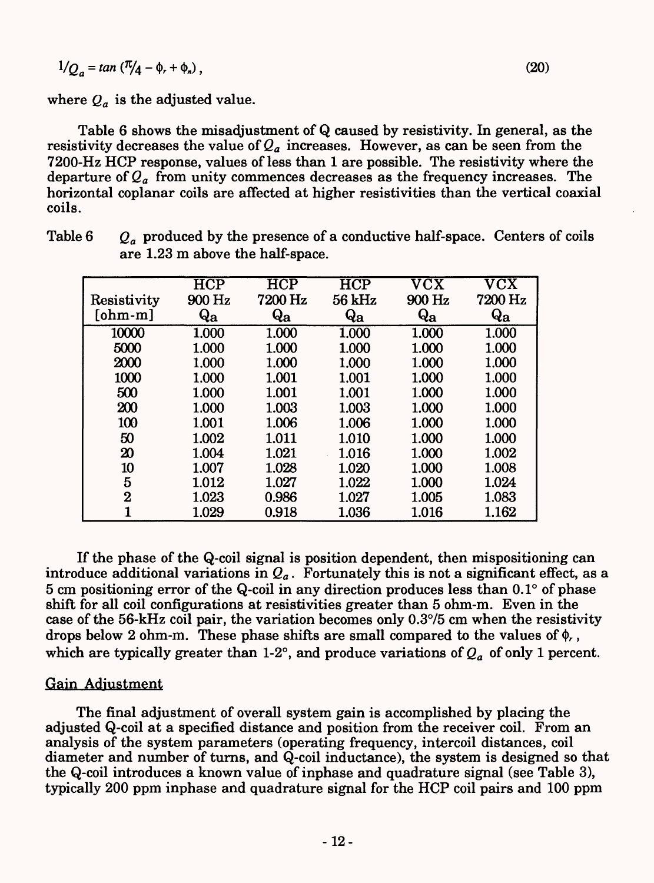$$1/Q_a = \tan(\pi/4 - \phi_r + \phi_n), \qquad (20)$$

where $Q_a$ is the adjusted value.

Table 6 shows the misadjustment of Q caused by resistivity. In general, as the resistivity decreases the value of $Q_a$ increases. However, as can be seen from the 7200-Hz HCP response, values of less than 1 are possible. The resistivity where the departure of $Q_a$ from unity commences decreases as the frequency increases. The horizontal coplanar coils are affected at higher resistivities than the vertical coaxial coils.

Table 6 $Q_a$ produced by the presence of a conductive half-space. Centers of coils are 1.23 m above the half-space.

| Resistivity [ohm-m] | HCP 900 Hz $Q_a$ | HCP 7200 Hz $Q_a$ | HCP 56 kHz $Q_a$ | VCX 900 Hz $Q_a$ | VCX 7200 Hz $Q_a$ |
|---|---|---|---|---|---|
| 10000 | 1.000 | 1.000 | 1.000 | 1.000 | 1.000 |
| 5000 | 1.000 | 1.000 | 1.000 | 1.000 | 1.000 |
| 2000 | 1.000 | 1.000 | 1.000 | 1.000 | 1.000 |
| 1000 | 1.000 | 1.001 | 1.001 | 1.000 | 1.000 |
| 500 | 1.000 | 1.001 | 1.001 | 1.000 | 1.000 |
| 200 | 1.000 | 1.003 | 1.003 | 1.000 | 1.000 |
| 100 | 1.001 | 1.006 | 1.006 | 1.000 | 1.000 |
| 50 | 1.002 | 1.011 | 1.010 | 1.000 | 1.000 |
| 20 | 1.004 | 1.021 | 1.016 | 1.000 | 1.002 |
| 10 | 1.007 | 1.028 | 1.020 | 1.000 | 1.008 |
| 5 | 1.012 | 1.027 | 1.022 | 1.000 | 1.024 |
| 2 | 1.023 | 0.986 | 1.027 | 1.005 | 1.083 |
| 1 | 1.029 | 0.918 | 1.036 | 1.016 | 1.162 |

If the phase of the Q-coil signal is position dependent, then mispositioning can introduce additional variations in $Q_a$. Fortunately this is not a significant effect, as a 5 cm positioning error of the Q-coil in any direction produces less than 0.1° of phase shift for all coil configurations at resistivities greater than 5 ohm-m. Even in the case of the 56-kHz coil pair, the variation becomes only 0.3°/5 cm when the resistivity drops below 2 ohm-m. These phase shifts are small compared to the values of $\phi_r$, which are typically greater than 1-2°, and produce variations of $Q_a$ of only 1 percent.

## Gain Adjustment

The final adjustment of overall system gain is accomplished by placing the adjusted Q-coil at a specified distance and position from the receiver coil. From an analysis of the system parameters (operating frequency, intercoil distances, coil diameter and number of turns, and Q-coil inductance), the system is designed so that the Q-coil introduces a known value of inphase and quadrature signal (see Table 3), typically 200 ppm inphase and quadrature signal for the HCP coil pairs and 100 ppm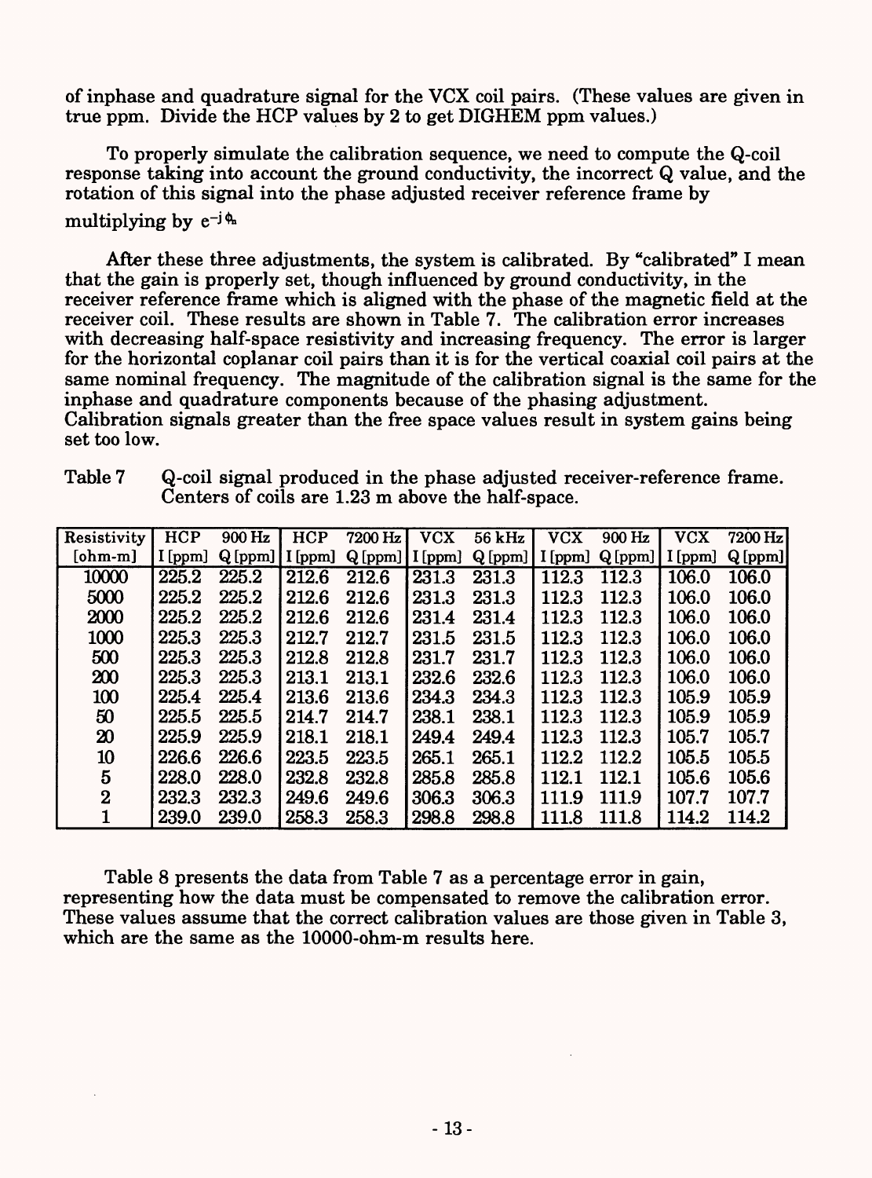of inphase and quadrature signal for the VCX coil pairs. (These values are given in true ppm. Divide the HCP values by 2 to get DIGHEM ppm values.)

To properly simulate the calibration sequence, we need to compute the Q-coil response taking into account the ground conductivity, the incorrect Q value, and the rotation of this signal into the phase adjusted receiver reference frame by multiplying by $e^{-j\phi_a}$

After these three adjustments, the system is calibrated. By "calibrated" I mean that the gain is properly set, though influenced by ground conductivity, in the receiver reference frame which is aligned with the phase of the magnetic field at the receiver coil. These results are shown in Table 7. The calibration error increases with decreasing half-space resistivity and increasing frequency. The error is larger for the horizontal coplanar coil pairs than it is for the vertical coaxial coil pairs at the same nominal frequency. The magnitude of the calibration signal is the same for the inphase and quadrature components because of the phasing adjustment. Calibration signals greater than the free space values result in system gains being set too low.

Table 7 Q-coil signal produced in the phase adjusted receiver-reference frame. Centers of coils are 1.23 m above the half-space.

| Resistivity | HCP 900 Hz | | HCP 7200 Hz | | VCX 56 kHz | | VCX 900 Hz | | VCX 7200 Hz | |
|---|---|---|---|---|---|---|---|---|---|---|
| [ohm-m] | I [ppm] | Q [ppm] | I [ppm] | Q [ppm] | I [ppm] | Q [ppm] | I [ppm] | Q [ppm] | I [ppm] | Q [ppm] |
| 10000 | 225.2 | 225.2 | 212.6 | 212.6 | 231.3 | 231.3 | 112.3 | 112.3 | 106.0 | 106.0 |
| 5000 | 225.2 | 225.2 | 212.6 | 212.6 | 231.3 | 231.3 | 112.3 | 112.3 | 106.0 | 106.0 |
| 2000 | 225.2 | 225.2 | 212.6 | 212.6 | 231.4 | 231.4 | 112.3 | 112.3 | 106.0 | 106.0 |
| 1000 | 225.3 | 225.3 | 212.7 | 212.7 | 231.5 | 231.5 | 112.3 | 112.3 | 106.0 | 106.0 |
| 500 | 225.3 | 225.3 | 212.8 | 212.8 | 231.7 | 231.7 | 112.3 | 112.3 | 106.0 | 106.0 |
| 200 | 225.3 | 225.3 | 213.1 | 213.1 | 232.6 | 232.6 | 112.3 | 112.3 | 106.0 | 106.0 |
| 100 | 225.4 | 225.4 | 213.6 | 213.6 | 234.3 | 234.3 | 112.3 | 112.3 | 105.9 | 105.9 |
| 50 | 225.5 | 225.5 | 214.7 | 214.7 | 238.1 | 238.1 | 112.3 | 112.3 | 105.9 | 105.9 |
| 20 | 225.9 | 225.9 | 218.1 | 218.1 | 249.4 | 249.4 | 112.3 | 112.3 | 105.7 | 105.7 |
| 10 | 226.6 | 226.6 | 223.5 | 223.5 | 265.1 | 265.1 | 112.2 | 112.2 | 105.5 | 105.5 |
| 5 | 228.0 | 228.0 | 232.8 | 232.8 | 285.8 | 285.8 | 112.1 | 112.1 | 105.6 | 105.6 |
| 2 | 232.3 | 232.3 | 249.6 | 249.6 | 306.3 | 306.3 | 111.9 | 111.9 | 107.7 | 107.7 |
| 1 | 239.0 | 239.0 | 258.3 | 258.3 | 298.8 | 298.8 | 111.8 | 111.8 | 114.2 | 114.2 |

Table 8 presents the data from Table 7 as a percentage error in gain, representing how the data must be compensated to remove the calibration error. These values assume that the correct calibration values are those given in Table 3, which are the same as the 10000-ohm-m results here.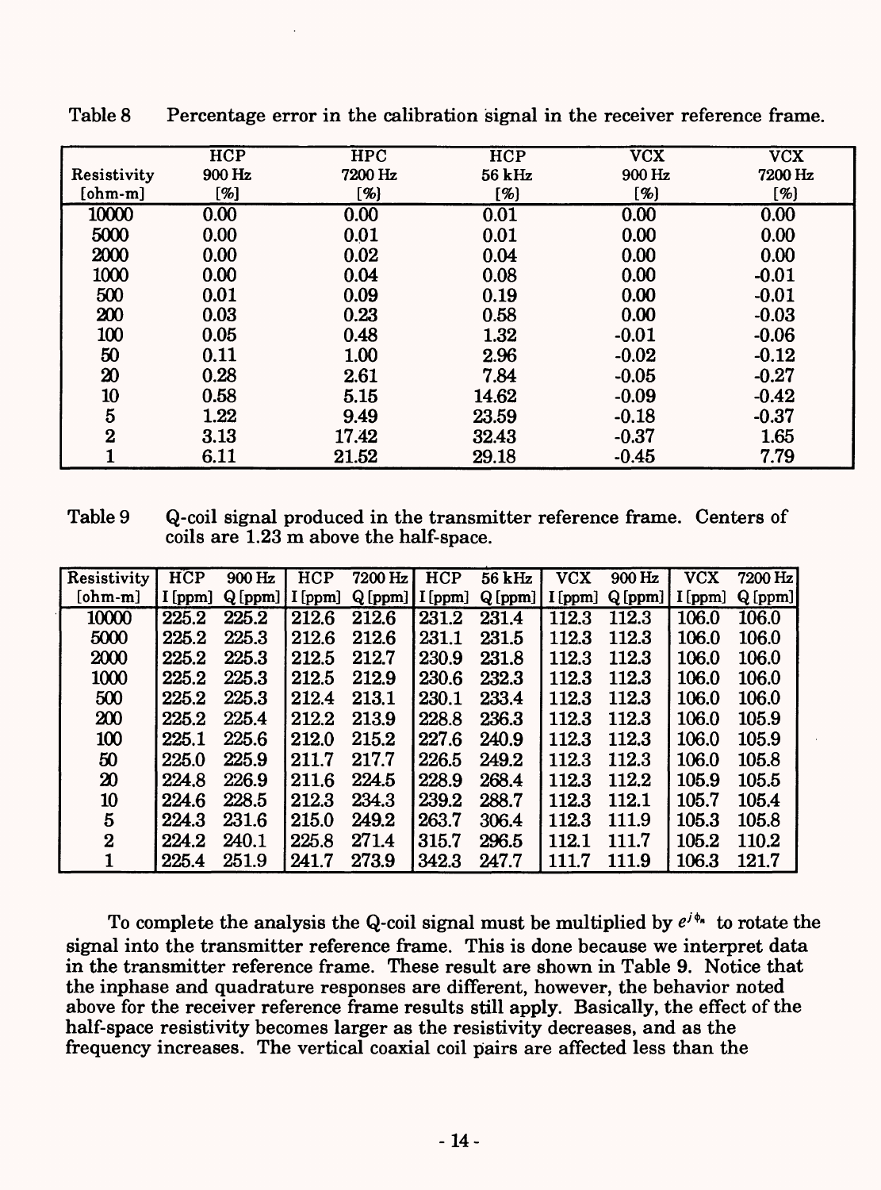Table 8 Percentage error in the calibration signal in the receiver reference frame.

| Resistivity [ohm-m] | HCP 900 Hz [%] | HPC 7200 Hz [%] | HCP 56 kHz [%] | VCX 900 Hz [%] | VCX 7200 Hz [%] |
|---|---|---|---|---|---|
| 10000 | 0.00 | 0.00 | 0.01 | 0.00 | 0.00 |
| 5000 | 0.00 | 0.01 | 0.01 | 0.00 | 0.00 |
| 2000 | 0.00 | 0.02 | 0.04 | 0.00 | 0.00 |
| 1000 | 0.00 | 0.04 | 0.08 | 0.00 | -0.01 |
| 500 | 0.01 | 0.09 | 0.19 | 0.00 | -0.01 |
| 200 | 0.03 | 0.23 | 0.58 | 0.00 | -0.03 |
| 100 | 0.05 | 0.48 | 1.32 | -0.01 | -0.06 |
| 50 | 0.11 | 1.00 | 2.96 | -0.02 | -0.12 |
| 20 | 0.28 | 2.61 | 7.84 | -0.05 | -0.27 |
| 10 | 0.58 | 5.15 | 14.62 | -0.09 | -0.42 |
| 5 | 1.22 | 9.49 | 23.59 | -0.18 | -0.37 |
| 2 | 3.13 | 17.42 | 32.43 | -0.37 | 1.65 |
| 1 | 6.11 | 21.52 | 29.18 | -0.45 | 7.79 |

Table 9 Q-coil signal produced in the transmitter reference frame. Centers of coils are 1.23 m above the half-space.

| Resistivity | HCP | 900 Hz | HCP | 7200 Hz | HCP | 56 kHz | VCX | 900 Hz | VCX | 7200 Hz |
|---|---|---|---|---|---|---|---|---|---|---|
| [ohm-m] | I [ppm] | Q [ppm] | I [ppm] | Q [ppm] | I [ppm] | Q [ppm] | I [ppm] | Q [ppm] | I [ppm] | Q [ppm] |
| 10000 | 225.2 | 225.2 | 212.6 | 212.6 | 231.2 | 231.4 | 112.3 | 112.3 | 106.0 | 106.0 |
| 5000 | 225.2 | 225.3 | 212.6 | 212.6 | 231.1 | 231.5 | 112.3 | 112.3 | 106.0 | 106.0 |
| 2000 | 225.2 | 225.3 | 212.5 | 212.7 | 230.9 | 231.8 | 112.3 | 112.3 | 106.0 | 106.0 |
| 1000 | 225.2 | 225.3 | 212.5 | 212.9 | 230.6 | 232.3 | 112.3 | 112.3 | 106.0 | 106.0 |
| 500 | 225.2 | 225.3 | 212.4 | 213.1 | 230.1 | 233.4 | 112.3 | 112.3 | 106.0 | 106.0 |
| 200 | 225.2 | 225.4 | 212.2 | 213.9 | 228.8 | 236.3 | 112.3 | 112.3 | 106.0 | 105.9 |
| 100 | 225.1 | 225.6 | 212.0 | 215.2 | 227.6 | 240.9 | 112.3 | 112.3 | 106.0 | 105.9 |
| 50 | 225.0 | 225.9 | 211.7 | 217.7 | 226.5 | 249.2 | 112.3 | 112.3 | 106.0 | 105.8 |
| 20 | 224.8 | 226.9 | 211.6 | 224.5 | 228.9 | 268.4 | 112.3 | 112.2 | 105.9 | 105.5 |
| 10 | 224.6 | 228.5 | 212.3 | 234.3 | 239.2 | 288.7 | 112.3 | 112.1 | 105.7 | 105.4 |
| 5 | 224.3 | 231.6 | 215.0 | 249.2 | 263.7 | 306.4 | 112.3 | 111.9 | 105.3 | 105.8 |
| 2 | 224.2 | 240.1 | 225.8 | 271.4 | 315.7 | 296.5 | 112.1 | 111.7 | 105.2 | 110.2 |
| 1 | 225.4 | 251.9 | 241.7 | 273.9 | 342.3 | 247.7 | 111.7 | 111.9 | 106.3 | 121.7 |

To complete the analysis the Q-coil signal must be multiplied by $e^{j\phi_n}$ to rotate the signal into the transmitter reference frame. This is done because we interpret data in the transmitter reference frame. These result are shown in Table 9. Notice that the inphase and quadrature responses are different, however, the behavior noted above for the receiver reference frame results still apply. Basically, the effect of the half-space resistivity becomes larger as the resistivity decreases, and as the frequency increases. The vertical coaxial coil pairs are affected less than the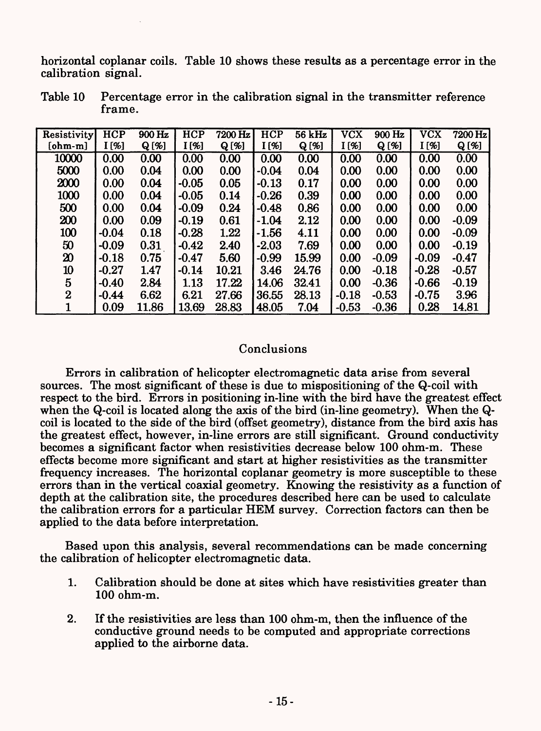horizontal coplanar coils. Table 10 shows these results as a percentage error in the calibration signal.

Table 10 Percentage error in the calibration signal in the transmitter reference frame.

| Resistivity [ohm-m] | HCP I [%] | 900 Hz Q [%] | HCP I [%] | 7200 Hz Q [%] | HCP I [%] | 56 kHz Q [%] | VCX I [%] | 900 Hz Q [%] | VCX I [%] | 7200 Hz Q [%] |
|---|---|---|---|---|---|---|---|---|---|---|
| 10000 | 0.00 | 0.00 | 0.00 | 0.00 | 0.00 | 0.00 | 0.00 | 0.00 | 0.00 | 0.00 |
| 5000 | 0.00 | 0.04 | 0.00 | 0.00 | -0.04 | 0.04 | 0.00 | 0.00 | 0.00 | 0.00 |
| 2000 | 0.00 | 0.04 | -0.05 | 0.05 | -0.13 | 0.17 | 0.00 | 0.00 | 0.00 | 0.00 |
| 1000 | 0.00 | 0.04 | -0.05 | 0.14 | -0.26 | 0.39 | 0.00 | 0.00 | 0.00 | 0.00 |
| 500 | 0.00 | 0.04 | -0.09 | 0.24 | -0.48 | 0.86 | 0.00 | 0.00 | 0.00 | 0.00 |
| 200 | 0.00 | 0.09 | -0.19 | 0.61 | -1.04 | 2.12 | 0.00 | 0.00 | 0.00 | -0.09 |
| 100 | -0.04 | 0.18 | -0.28 | 1.22 | -1.56 | 4.11 | 0.00 | 0.00 | 0.00 | -0.09 |
| 50 | -0.09 | 0.31 | -0.42 | 2.40 | -2.03 | 7.69 | 0.00 | 0.00 | 0.00 | -0.19 |
| 20 | -0.18 | 0.75 | -0.47 | 5.60 | -0.99 | 15.99 | 0.00 | -0.09 | -0.09 | -0.47 |
| 10 | -0.27 | 1.47 | -0.14 | 10.21 | 3.46 | 24.76 | 0.00 | -0.18 | -0.28 | -0.57 |
| 5 | -0.40 | 2.84 | 1.13 | 17.22 | 14.06 | 32.41 | 0.00 | -0.36 | -0.66 | -0.19 |
| 2 | -0.44 | 6.62 | 6.21 | 27.66 | 36.55 | 28.13 | -0.18 | -0.53 | -0.75 | 3.96 |
| 1 | 0.09 | 11.86 | 13.69 | 28.83 | 48.05 | 7.04 | -0.53 | -0.36 | 0.28 | 14.81 |

## Conclusions

Errors in calibration of helicopter electromagnetic data arise from several sources. The most significant of these is due to mispositioning of the Q-coil with respect to the bird. Errors in positioning in-line with the bird have the greatest effect when the Q-coil is located along the axis of the bird (in-line geometry). When the Q-coil is located to the side of the bird (offset geometry), distance from the bird axis has the greatest effect, however, in-line errors are still significant. Ground conductivity becomes a significant factor when resistivities decrease below 100 ohm-m. These effects become more significant and start at higher resistivities as the transmitter frequency increases. The horizontal coplanar geometry is more susceptible to these errors than in the vertical coaxial geometry. Knowing the resistivity as a function of depth at the calibration site, the procedures described here can be used to calculate the calibration errors for a particular HEM survey. Correction factors can then be applied to the data before interpretation.

Based upon this analysis, several recommendations can be made concerning the calibration of helicopter electromagnetic data.

1. Calibration should be done at sites which have resistivities greater than 100 ohm-m.

2. If the resistivities are less than 100 ohm-m, then the influence of the conductive ground needs to be computed and appropriate corrections applied to the airborne data.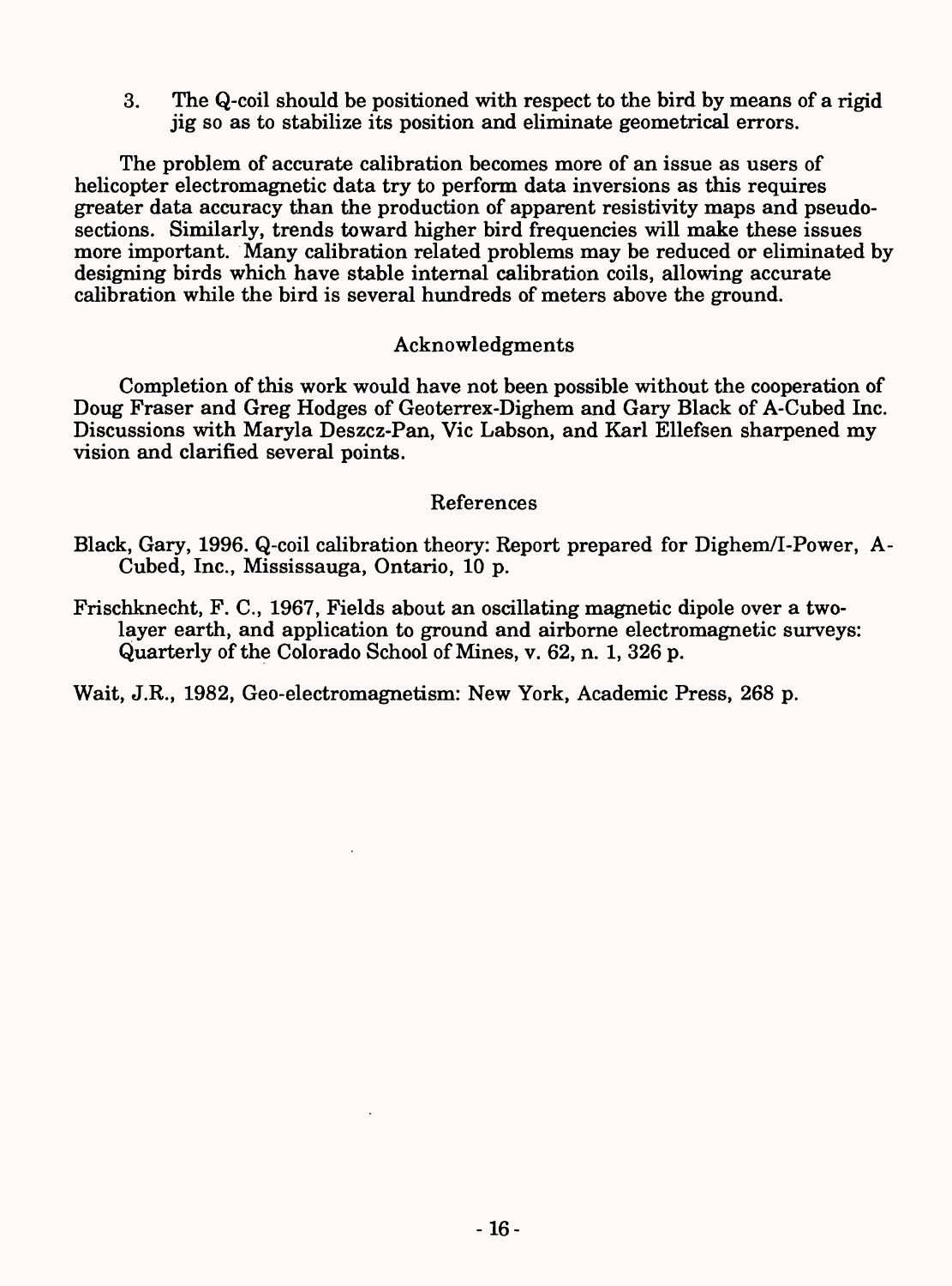3. The Q-coil should be positioned with respect to the bird by means of a rigid jig so as to stabilize its position and eliminate geometrical errors.

The problem of accurate calibration becomes more of an issue as users of helicopter electromagnetic data try to perform data inversions as this requires greater data accuracy than the production of apparent resistivity maps and pseudo-sections. Similarly, trends toward higher bird frequencies will make these issues more important. Many calibration related problems may be reduced or eliminated by designing birds which have stable internal calibration coils, allowing accurate calibration while the bird is several hundreds of meters above the ground.

## Acknowledgments

Completion of this work would have not been possible without the cooperation of Doug Fraser and Greg Hodges of Geoterrex-Dighem and Gary Black of A-Cubed Inc. Discussions with Maryla Deszcz-Pan, Vic Labson, and Karl Ellefsen sharpened my vision and clarified several points.

## References

Black, Gary, 1996. Q-coil calibration theory: Report prepared for Dighem/I-Power, A-Cubed, Inc., Mississauga, Ontario, 10 p.

Frischknecht, F. C., 1967, Fields about an oscillating magnetic dipole over a two-layer earth, and application to ground and airborne electromagnetic surveys: Quarterly of the Colorado School of Mines, v. 62, n. 1, 326 p.

Wait, J.R., 1982, Geo-electromagnetism: New York, Academic Press, 268 p.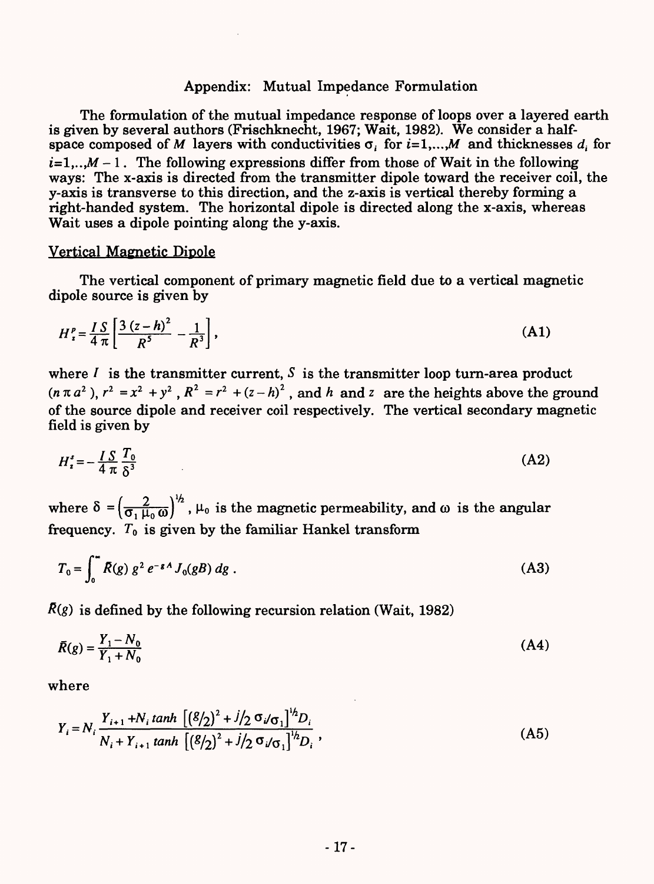## Appendix: Mutual Impedance Formulation

The formulation of the mutual impedance response of loops over a layered earth is given by several authors (Frischknecht, 1967; Wait, 1982). We consider a half-space composed of $M$ layers with conductivities $\sigma_i$ for $i$=1,...,$M$ and thicknesses $d_i$ for $i$=1,..,$M-1$. The following expressions differ from those of Wait in the following ways: The x-axis is directed from the transmitter dipole toward the receiver coil, the y-axis is transverse to this direction, and the z-axis is vertical thereby forming a right-handed system. The horizontal dipole is directed along the x-axis, whereas Wait uses a dipole pointing along the y-axis.

### Vertical Magnetic Dipole

The vertical component of primary magnetic field due to a vertical magnetic dipole source is given by

$$H_z^p = \frac{IS}{4\pi}\left[\frac{3(z-h)^2}{R^5} - \frac{1}{R^3}\right], \tag{A1}$$

where $I$ is the transmitter current, $S$ is the transmitter loop turn-area product ($n\pi a^2$), $r^2 = x^2 + y^2$, $R^2 = r^2 + (z-h)^2$, and $h$ and $z$ are the heights above the ground of the source dipole and receiver coil respectively. The vertical secondary magnetic field is given by

$$H_z^s = -\frac{IS}{4\pi}\frac{T_0}{\delta^3} \tag{A2}$$

where $\delta = \left(\frac{2}{\sigma_1 \mu_0 \omega}\right)^{1/2}$, $\mu_0$ is the magnetic permeability, and $\omega$ is the angular frequency. $T_0$ is given by the familiar Hankel transform

$$T_0 = \int_0^\infty \bar{R}(g)\, g^2 e^{-gA} J_0(gB)\, dg\,. \tag{A3}$$

$\bar{R}(g)$ is defined by the following recursion relation (Wait, 1982)

$$\bar{R}(g) = \frac{Y_1 - N_0}{Y_1 + N_0} \tag{A4}$$

where

$$Y_i = N_i \frac{Y_{i+1} + N_i \tanh\left[(g/2)^2 + j/2\, \sigma_i/\sigma_1\right]^{1/2} D_i}{N_i + Y_{i+1} \tanh\left[(g/2)^2 + j/2\, \sigma_i/\sigma_1\right]^{1/2} D_i}, \tag{A5}$$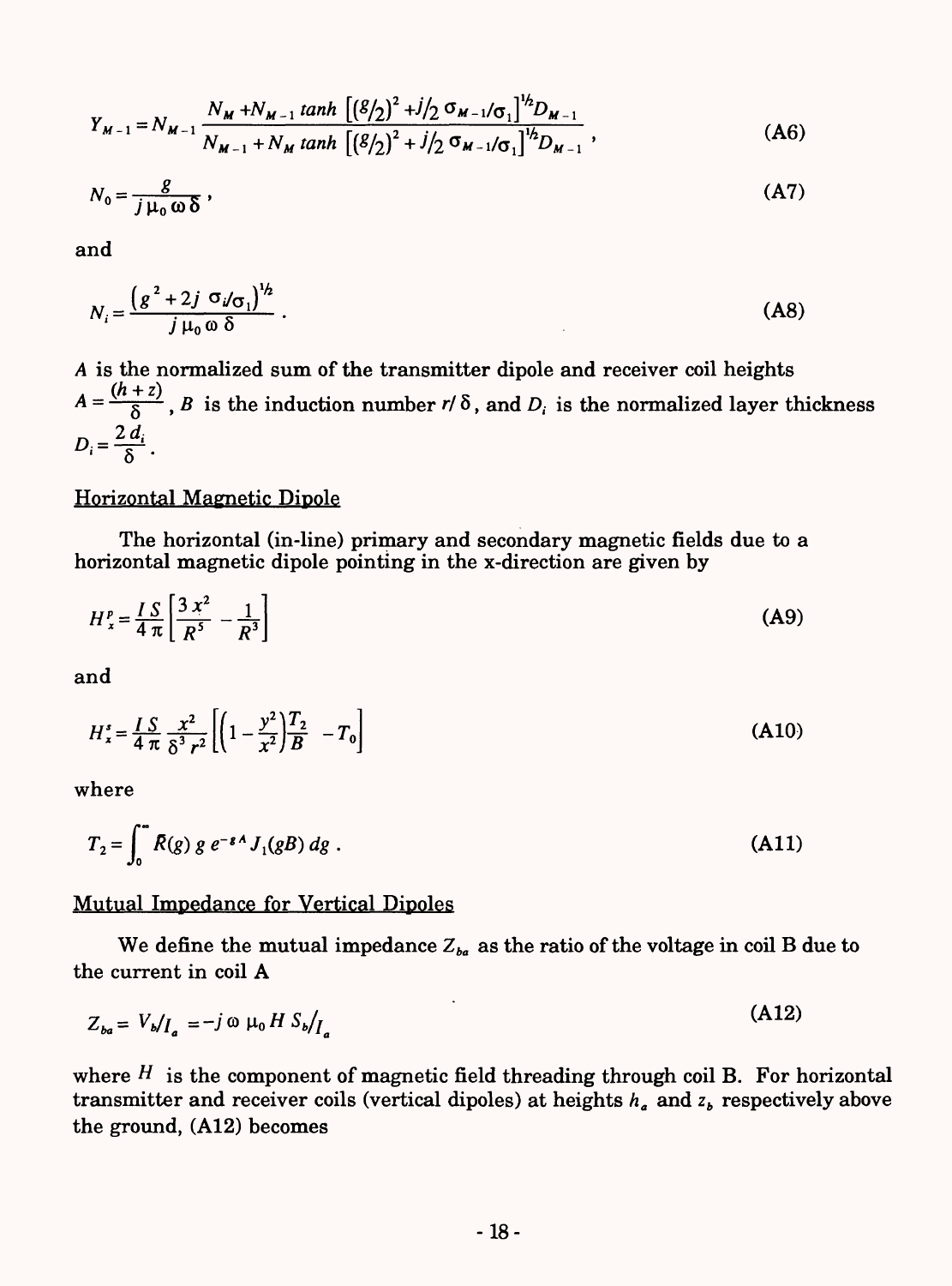$$Y_{M-1} = N_{M-1} \frac{N_M + N_{M-1} \tanh \left[ (g/2)^2 + j/2 \, \sigma_{M-1}/\sigma_1 \right]^{1/2} D_{M-1}}{N_{M-1} + N_M \tanh \left[ (g/2)^2 + j/2 \, \sigma_{M-1}/\sigma_1 \right]^{1/2} D_{M-1}} , \tag{A6}$$

$$N_0 = \frac{g}{j \mu_0 \omega \delta} , \tag{A7}$$

and

$$N_i = \frac{\left( g^2 + 2j \, \sigma_i/\sigma_1 \right)^{1/2}}{j \mu_0 \omega \delta} . \tag{A8}$$

$A$ is the normalized sum of the transmitter dipole and receiver coil heights $A = \frac{(h+z)}{\delta}$, $B$ is the induction number $r/\delta$, and $D_i$ is the normalized layer thickness $D_i = \frac{2 d_i}{\delta}$.

## Horizontal Magnetic Dipole

The horizontal (in-line) primary and secondary magnetic fields due to a horizontal magnetic dipole pointing in the x-direction are given by

$$H_x^p = \frac{I S}{4 \pi} \left[ \frac{3 x^2}{R^5} - \frac{1}{R^3} \right] \tag{A9}$$

and

$$H_x^s = \frac{I S}{4 \pi} \frac{x^2}{\delta^3 r^2} \left[ \left( 1 - \frac{y^2}{x^2} \right) \frac{T_2}{B} - T_0 \right] \tag{A10}$$

where

$$T_2 = \int_0^\infty \bar{R}(g) \, g \, e^{-gA} J_1(gB) \, dg . \tag{A11}$$

## Mutual Impedance for Vertical Dipoles

We define the mutual impedance $Z_{ba}$ as the ratio of the voltage in coil B due to the current in coil A

$$Z_{ba} = V_b/I_a = -j \omega \mu_0 H S_b/I_a \tag{A12}$$

where $H$ is the component of magnetic field threading through coil B. For horizontal transmitter and receiver coils (vertical dipoles) at heights $h_a$ and $z_b$ respectively above the ground, (A12) becomes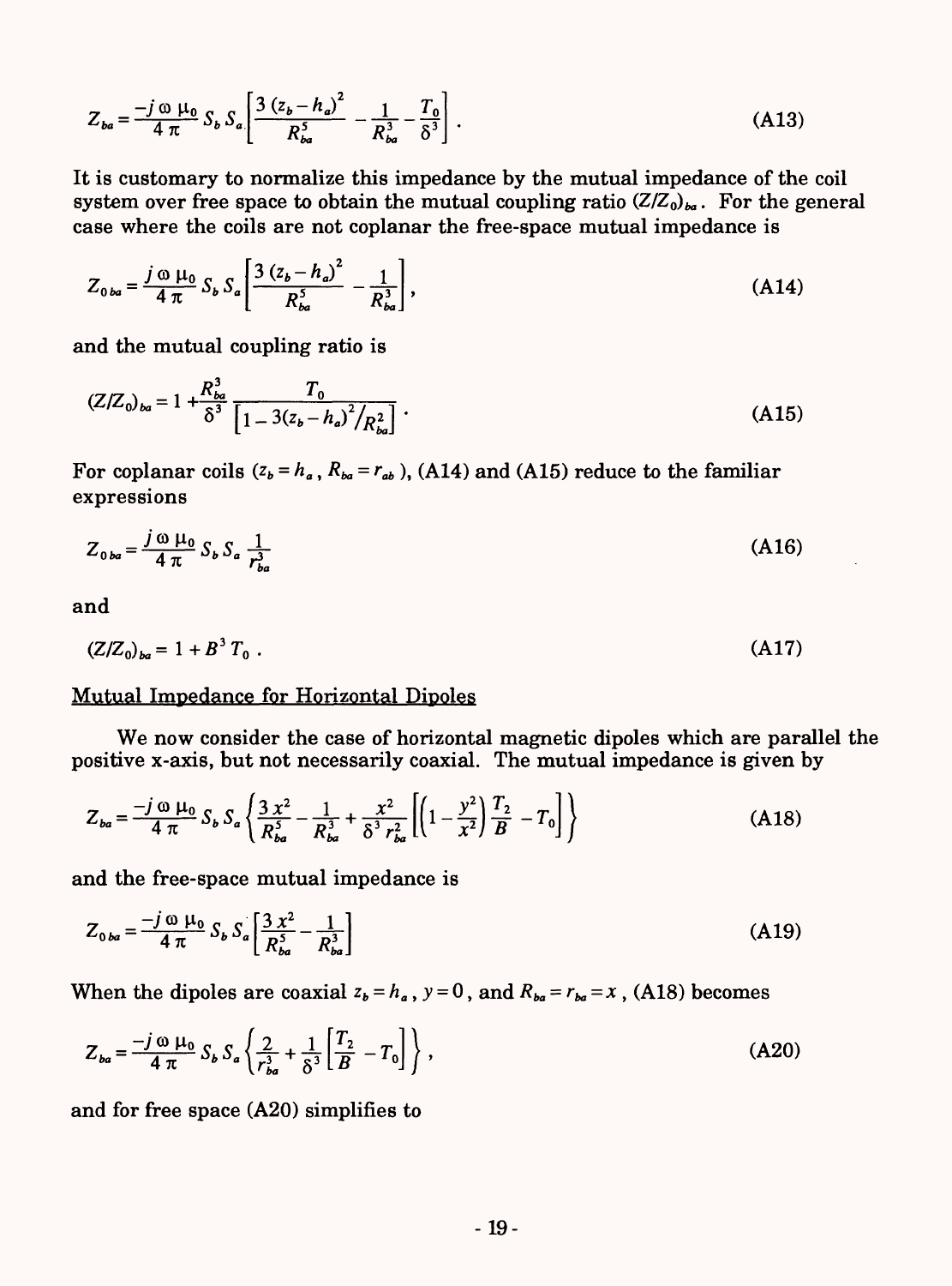$$Z_{ba} = \frac{-j\,\omega\,\mu_0}{4\,\pi}\,S_b\,S_a\left[\frac{3\,(z_b-h_a)^2}{R_{ba}^5} - \frac{1}{R_{ba}^3} - \frac{T_0}{\delta^3}\right]. \tag{A13}$$

It is customary to normalize this impedance by the mutual impedance of the coil system over free space to obtain the mutual coupling ratio $(Z/Z_0)_{ba}$. For the general case where the coils are not coplanar the free-space mutual impedance is

$$Z_{0\,ba} = \frac{j\,\omega\,\mu_0}{4\,\pi}\,S_b\,S_a\left[\frac{3\,(z_b-h_a)^2}{R_{ba}^5} - \frac{1}{R_{ba}^3}\right], \tag{A14}$$

and the mutual coupling ratio is

$$(Z/Z_0)_{ba} = 1 + \frac{R_{ba}^3}{\delta^3}\,\frac{T_0}{\left[1 - 3(z_b-h_a)^2/R_{ba}^2\right]}. \tag{A15}$$

For coplanar coils ($z_b = h_a$, $R_{ba} = r_{ab}$), (A14) and (A15) reduce to the familiar expressions

$$Z_{0\,ba} = \frac{j\,\omega\,\mu_0}{4\,\pi}\,S_b\,S_a\,\frac{1}{r_{ba}^3} \tag{A16}$$

and

$$(Z/Z_0)_{ba} = 1 + B^3\,T_0\,. \tag{A17}$$

## Mutual Impedance for Horizontal Dipoles

We now consider the case of horizontal magnetic dipoles which are parallel the positive x-axis, but not necessarily coaxial. The mutual impedance is given by

$$Z_{ba} = \frac{-j\,\omega\,\mu_0}{4\,\pi}\,S_b\,S_a\left\{\frac{3\,x^2}{R_{ba}^5} - \frac{1}{R_{ba}^3} + \frac{x^2}{\delta^3\,r_{ba}^2}\left[\left(1-\frac{y^2}{x^2}\right)\frac{T_2}{B} - T_0\right]\right\} \tag{A18}$$

and the free-space mutual impedance is

$$Z_{0\,ba} = \frac{-j\,\omega\,\mu_0}{4\,\pi}\,S_b\,S_a\left[\frac{3\,x^2}{R_{ba}^5} - \frac{1}{R_{ba}^3}\right] \tag{A19}$$

When the dipoles are coaxial $z_b = h_a$, $y = 0$, and $R_{ba} = r_{ba} = x$, (A18) becomes

$$Z_{ba} = \frac{-j\,\omega\,\mu_0}{4\,\pi}\,S_b\,S_a\left\{\frac{2}{r_{ba}^3} + \frac{1}{\delta^3}\left[\frac{T_2}{B} - T_0\right]\right\}, \tag{A20}$$

and for free space (A20) simplifies to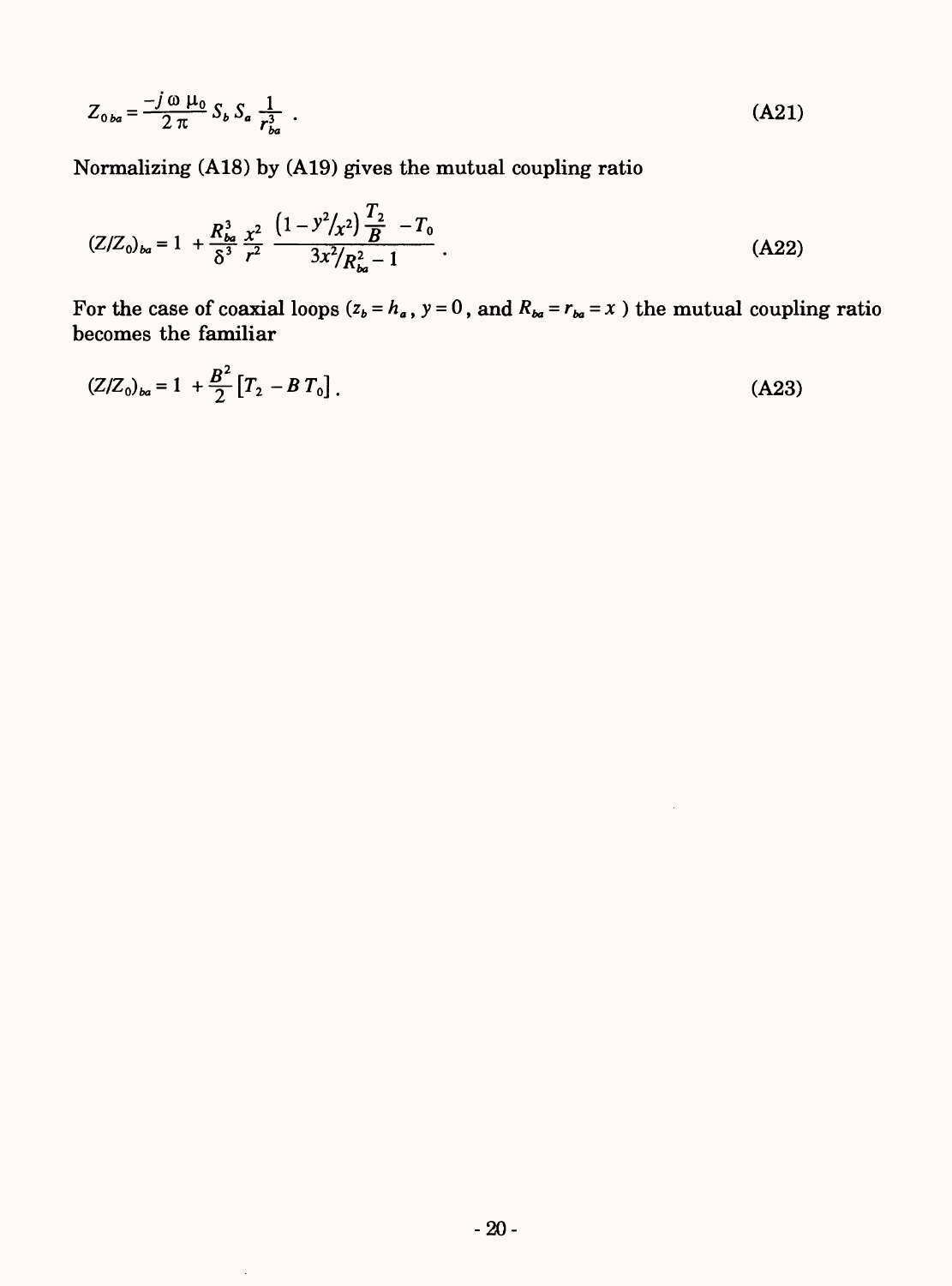$$Z_{0\,ba} = \frac{-j\,\omega\,\mu_0}{2\,\pi}\,S_b\,S_a\,\frac{1}{r_{ba}^3}\;. \tag{A21}$$

Normalizing (A18) by (A19) gives the mutual coupling ratio

$$(Z/Z_0)_{ba} = 1\; + \frac{R_{ba}^3}{\delta^3}\,\frac{x^2}{r^2}\;\frac{\left(1 - y^2/x^2\right)\frac{T_2}{B}\; - T_0}{3x^2/R_{ba}^2 - 1}\;. \tag{A22}$$

For the case of coaxial loops ($z_b = h_a$, $y = 0$, and $R_{ba} = r_{ba} = x$ ) the mutual coupling ratio becomes the familiar

$$(Z/Z_0)_{ba} = 1\; + \frac{B^2}{2}\left[T_2\; - B\,T_0\right]. \tag{A23}$$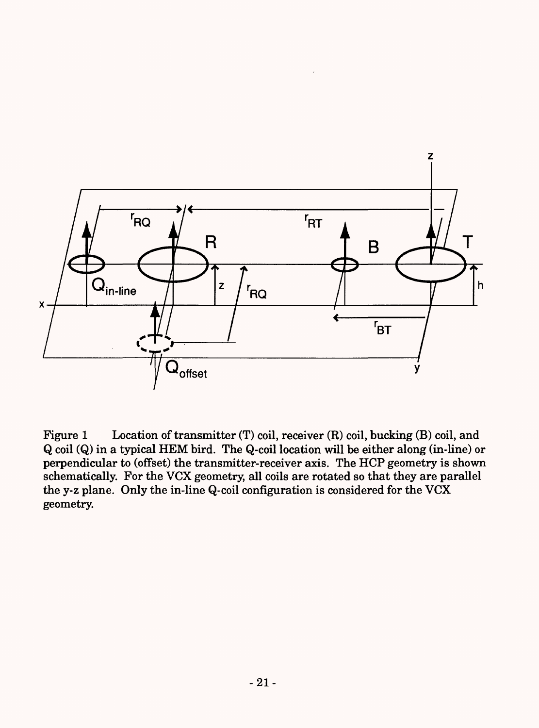Figure 1 Location of transmitter (T) coil, receiver (R) coil, bucking (B) coil, and Q coil (Q) in a typical HEM bird. The Q-coil location will be either along (in-line) or perpendicular to (offset) the transmitter-receiver axis. The HCP geometry is shown schematically. For the VCX geometry, all coils are rotated so that they are parallel the y-z plane. Only the in-line Q-coil configuration is considered for the VCX geometry.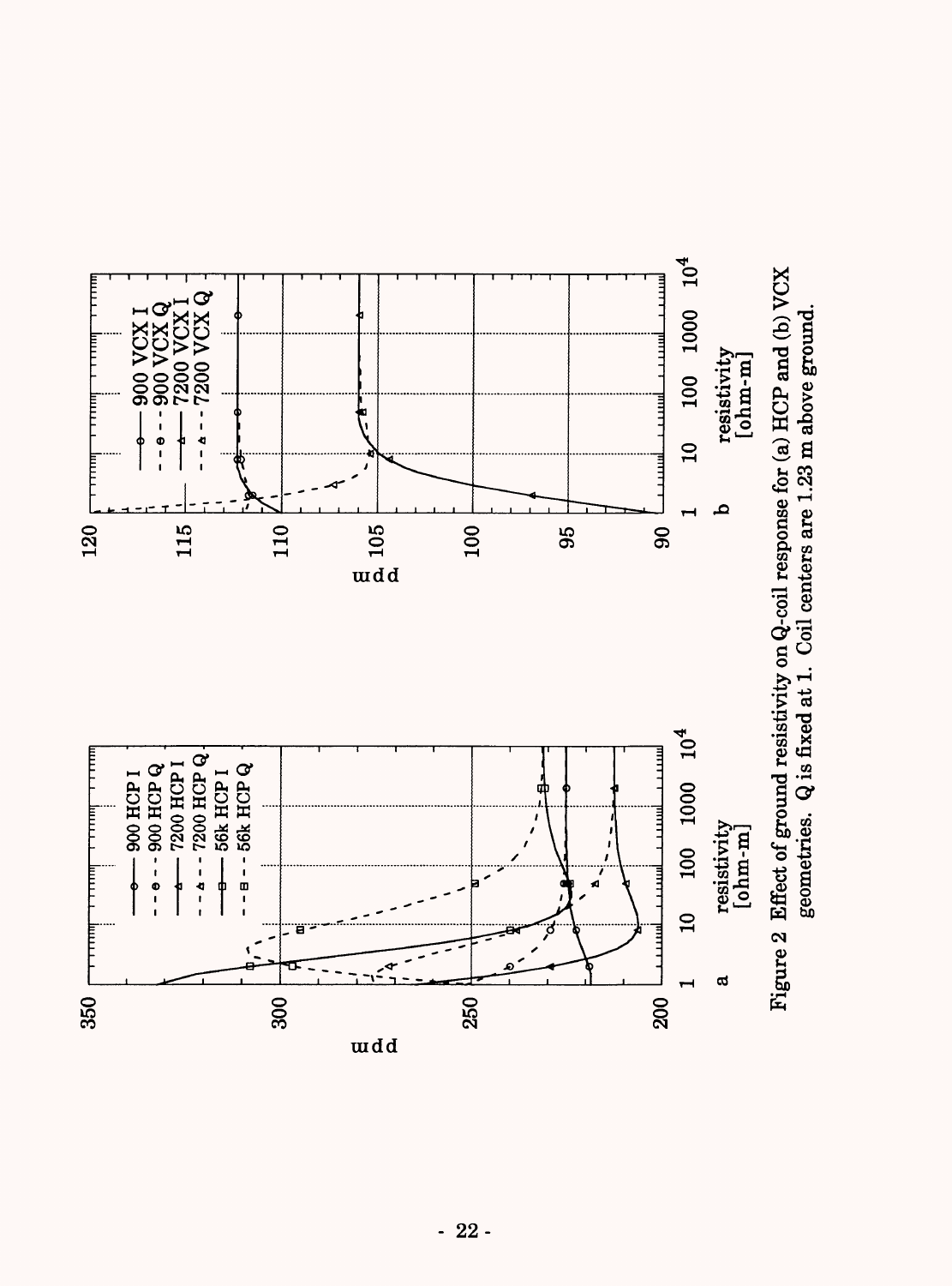Figure 2 Effect of ground resistivity on Q-coil response for (a) HCP and (b) VCX geometries. Q is fixed at 1. Coil centers are 1.23 m above ground.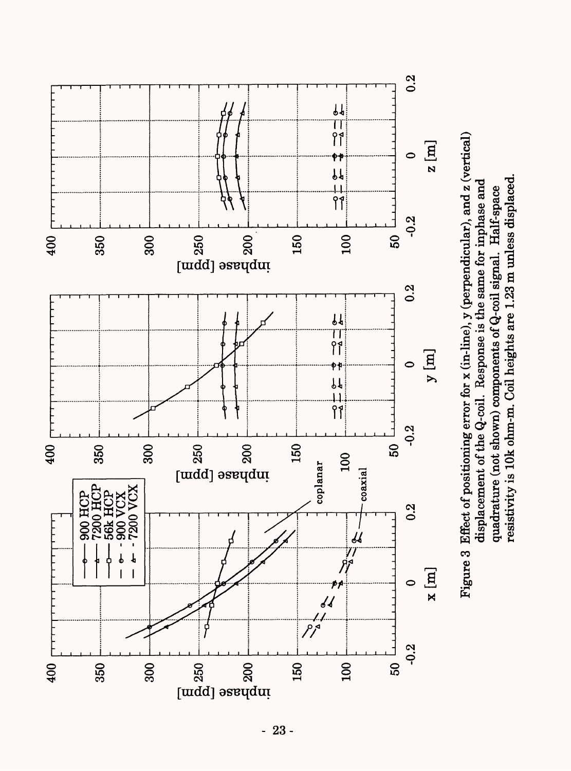Figure 3 Effect of positioning error for x (in-line), y (perpendicular), and z (vertical) displacement of the Q-coil. Response is the same for inphase and quadrature (not shown) components of Q-coil signal. Half-space resistivity is 10k ohm-m. Coil heights are 1.23 m unless displaced.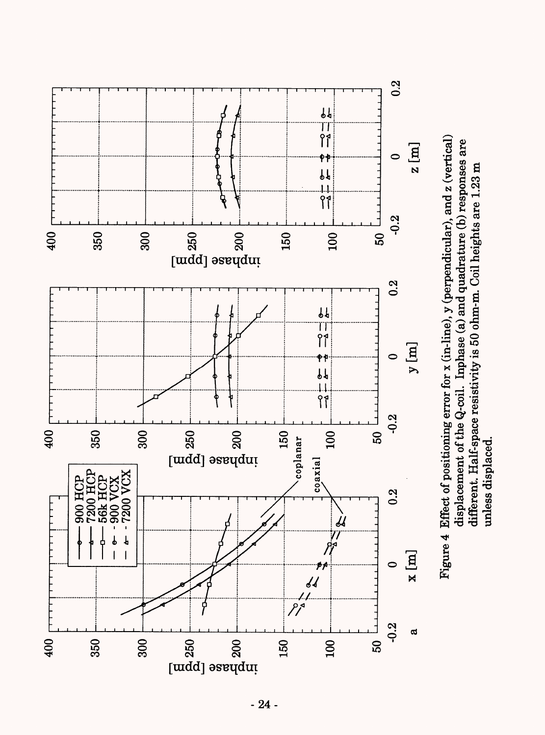Figure 4 Effect of positioning error for x (in-line), y (perpendicular), and z (vertical) displacement of the Q-coil. Inphase (a) and quadrature (b) responses are different. Half-space resistivity is 50 ohm-m. Coil heights are 1.23 m unless displaced.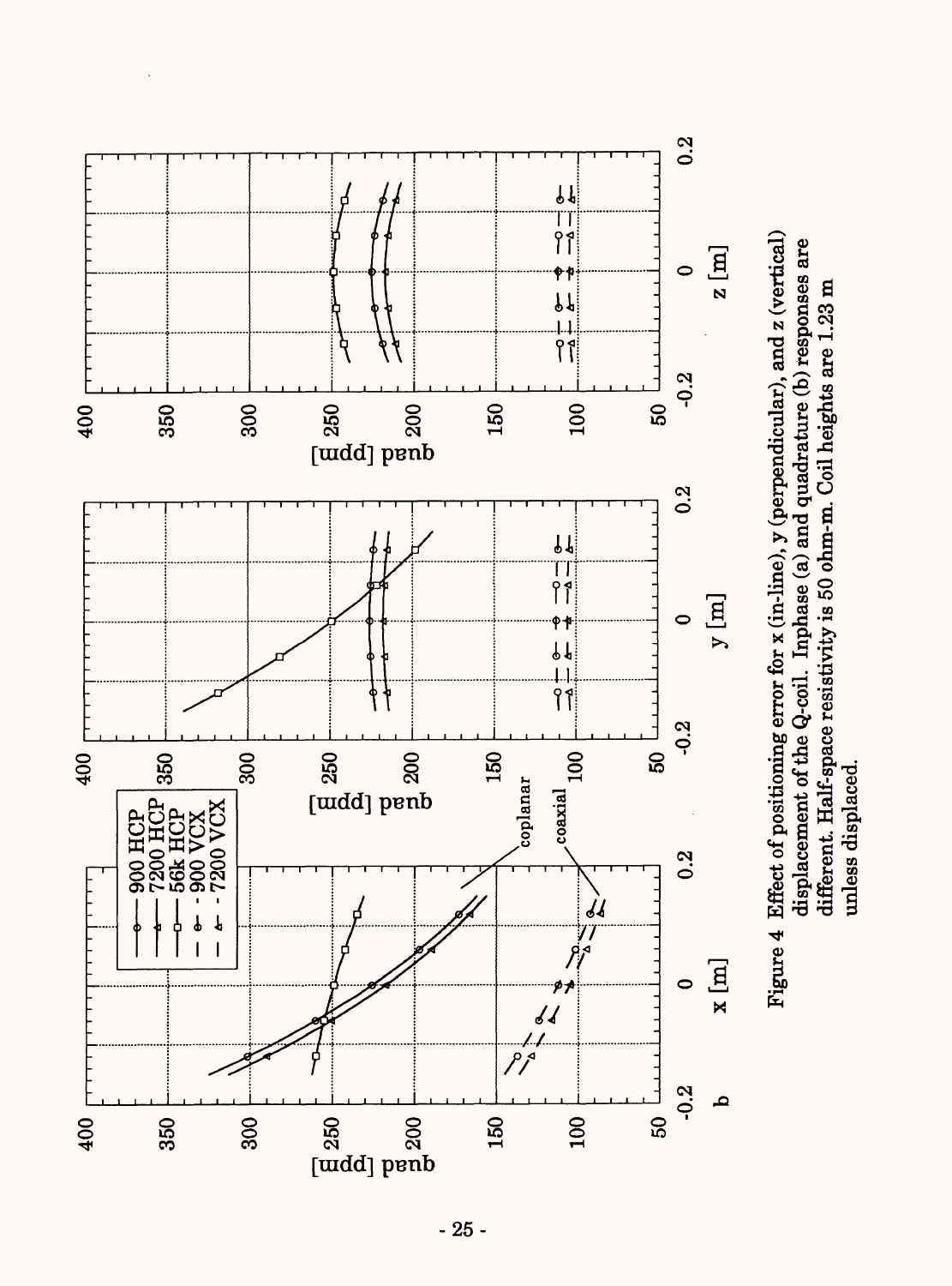Figure 4 Effect of positioning error for x (in-line), y (perpendicular), and z (vertical) displacement of the Q-coil. Inphase (a) and quadrature (b) responses are different. Half-space resistivity is 50 ohm-m. Coil heights are 1.23 m unless displaced.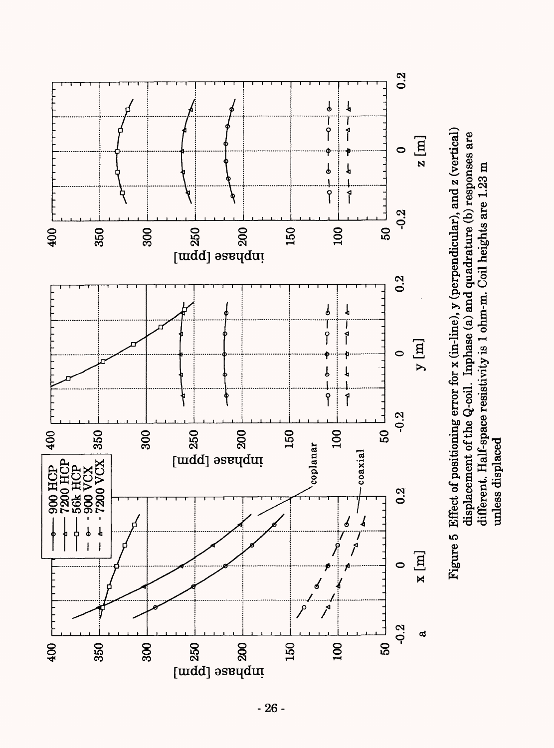Figure 5 Effect of positioning error for x (in-line), y (perpendicular), and z (vertical) displacement of the Q-coil. Inphase (a) and quadrature (b) responses are different. Half-space resistivity is 1 ohm-m. Coil heights are 1.23 m unless displaced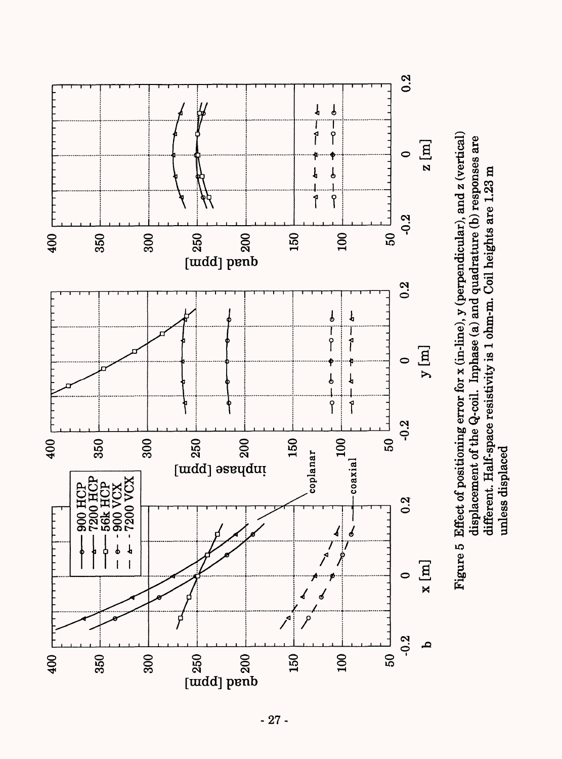Figure 5 Effect of positioning error for x (in-line), y (perpendicular), and z (vertical) displacement of the Q-coil. Inphase (a) and quadrature (b) responses are different. Half-space resistivity is 1 ohm-m. Coil heights are 1.23 m unless displaced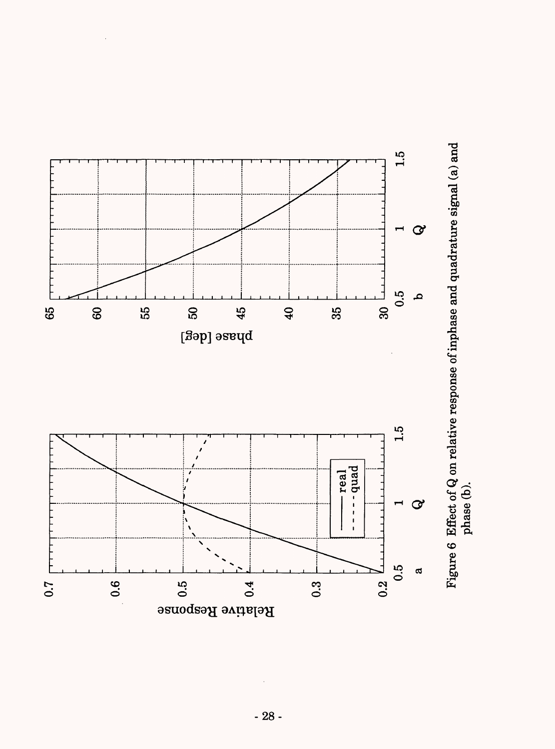Relative Response

0.7

0.6

0.5

0.4

0.3

0.2

0.5

1

1.5

Q

a

real

quad

phase [deg]

65

60

55

50

45

40

35

30

0.5

1

1.5

Q

b

Figure 6 Effect of **Q** on relative response of inphase and quadrature signal (a) and phase (b).